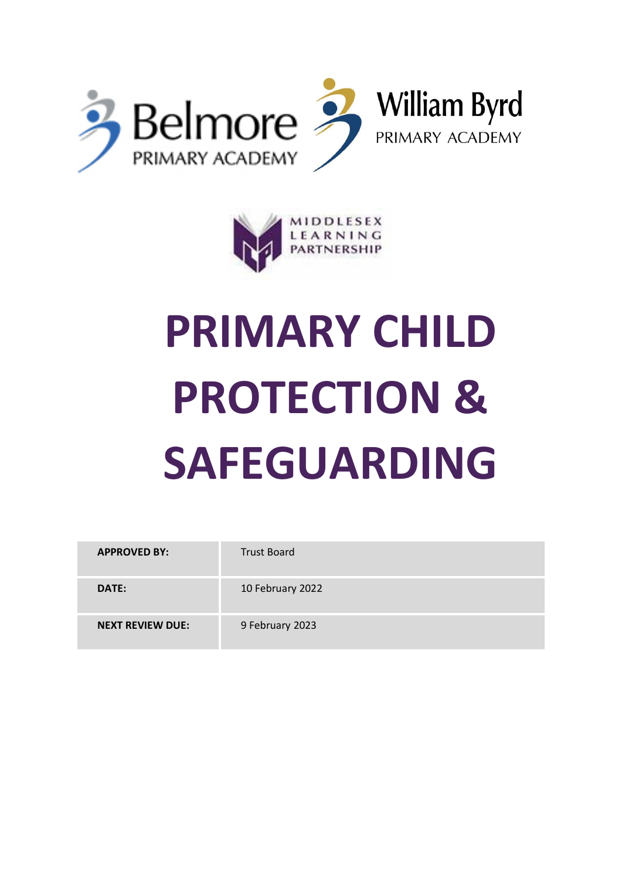Belmore PRIMARY ACADEMY

William Byrd PRIMARY ACADEMY

MIDDLESEX LEARNING PARTNERSHIP

# PRIMARY CHILD PROTECTION & SAFEGUARDING

| **APPROVED BY:** | Trust Board |
|---|---|
| **DATE:** | 10 February 2022 |
| **NEXT REVIEW DUE:** | 9 February 2023 |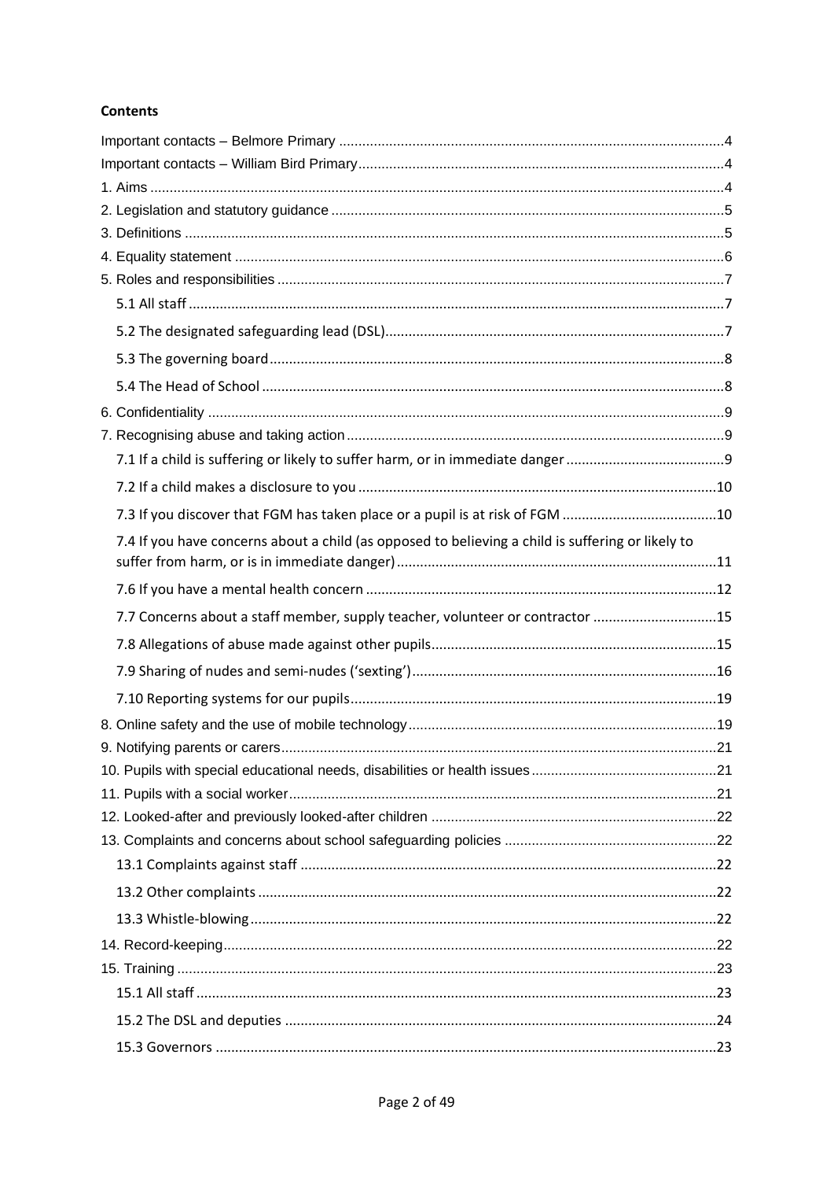**Contents**

Important contacts – Belmore Primary .....................................................................................................4
Important contacts – William Bird Primary.................................................................................................4
1. Aims .......................................................................................................................................................4
2. Legislation and statutory guidance .........................................................................................................5
3. Definitions ..............................................................................................................................................5
4. Equality statement .................................................................................................................................6
5. Roles and responsibilities ......................................................................................................................7
5.1 All staff ..............................................................................................................................................7
5.2 The designated safeguarding lead (DSL).........................................................................................7
5.3 The governing board..........................................................................................................................8
5.4 The Head of School ...........................................................................................................................8
6. Confidentiality ........................................................................................................................................9
7. Recognising abuse and taking action ....................................................................................................9
7.1 If a child is suffering or likely to suffer harm, or in immediate danger ...............................................9
7.2 If a child makes a disclosure to you .................................................................................................10
7.3 If you discover that FGM has taken place or a pupil is at risk of FGM ...........................................10
7.4 If you have concerns about a child (as opposed to believing a child is suffering or likely to suffer from harm, or is in immediate danger) ........................................................................................11
7.6 If you have a mental health concern ...............................................................................................12
7.7 Concerns about a staff member, supply teacher, volunteer or contractor ......................................15
7.8 Allegations of abuse made against other pupils...............................................................................15
7.9 Sharing of nudes and semi-nudes (‘sexting’)....................................................................................16
7.10 Reporting systems for our pupils.....................................................................................................19
8. Online safety and the use of mobile technology....................................................................................19
9. Notifying parents or carers....................................................................................................................21
10. Pupils with special educational needs, disabilities or health issues....................................................21
11. Pupils with a social worker..................................................................................................................21
12. Looked-after and previously looked-after children .............................................................................22
13. Complaints and concerns about school safeguarding policies ...........................................................22
13.1 Complaints against staff ...............................................................................................................22
13.2 Other complaints ..........................................................................................................................22
13.3 Whistle-blowing.............................................................................................................................22
14. Record-keeping...................................................................................................................................22
15. Training ...............................................................................................................................................23
15.1 All staff .........................................................................................................................................23
15.2 The DSL and deputies ..................................................................................................................24
15.3 Governors .....................................................................................................................................23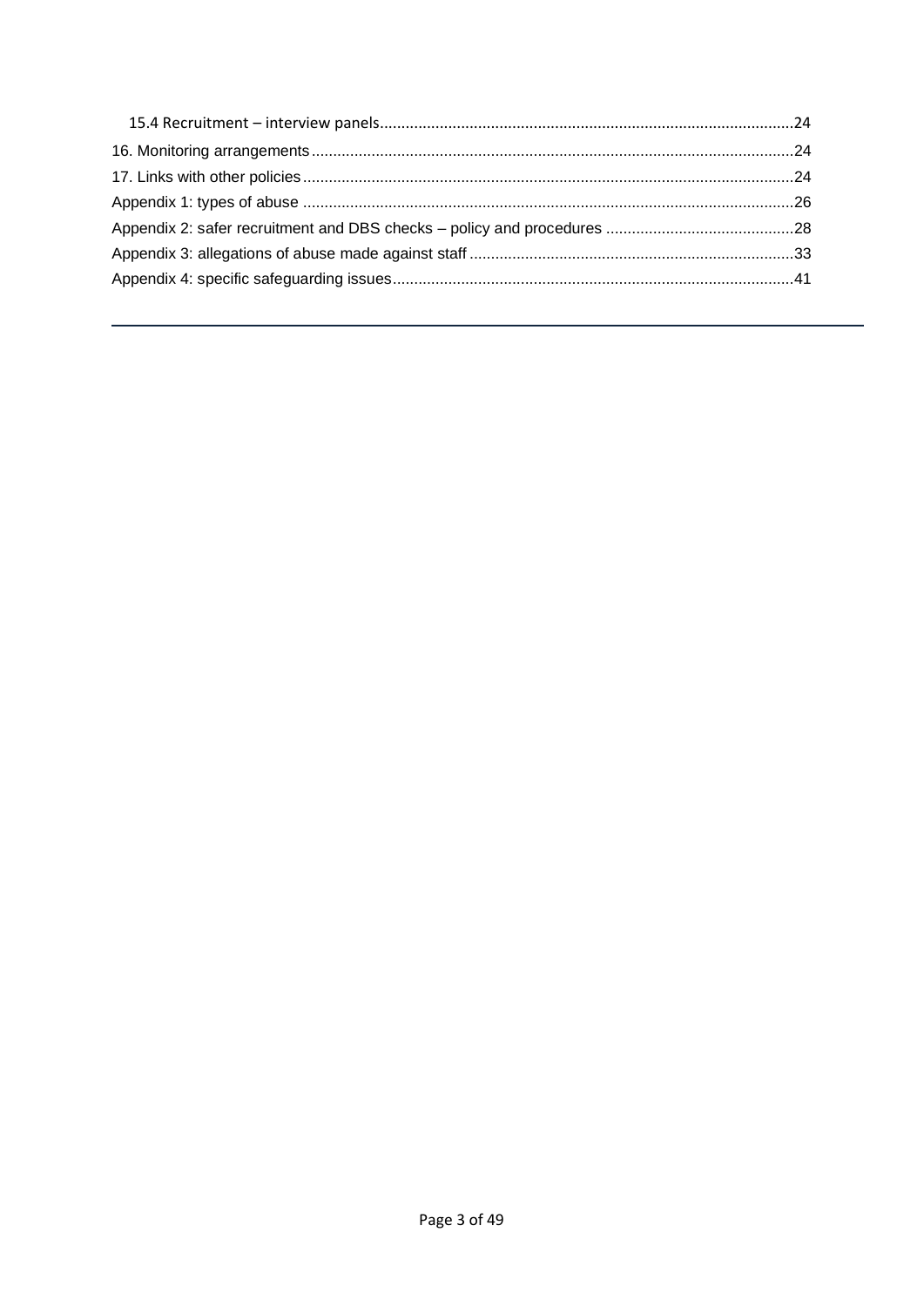15.4 Recruitment – interview panels................................................................................................24

16. Monitoring arrangements................................................................................................................24

17. Links with other policies..................................................................................................................24

Appendix 1: types of abuse ..................................................................................................................26

Appendix 2: safer recruitment and DBS checks – policy and procedures ............................................28

Appendix 3: allegations of abuse made against staff ...........................................................................33

Appendix 4: specific safeguarding issues.............................................................................................41

---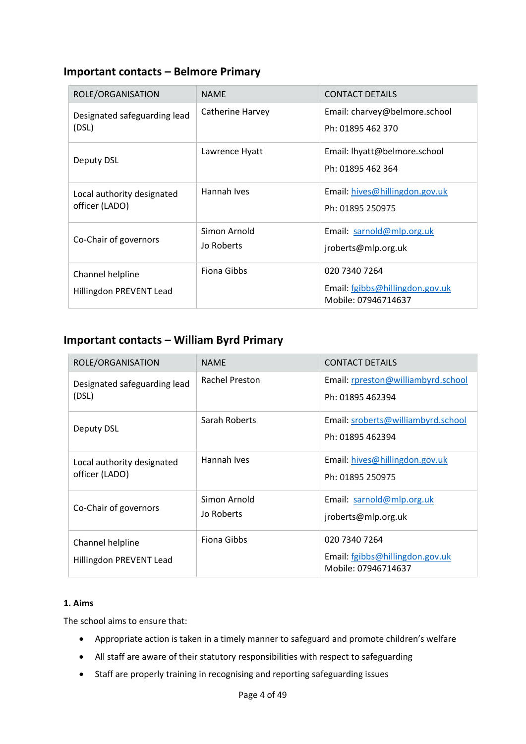## Important contacts – Belmore Primary

| ROLE/ORGANISATION | NAME | CONTACT DETAILS |
|---|---|---|
| Designated safeguarding lead (DSL) | Catherine Harvey | Email: charvey@belmore.school<br>Ph: 01895 462 370 |
| Deputy DSL | Lawrence Hyatt | Email: lhyatt@belmore.school<br>Ph: 01895 462 364 |
| Local authority designated officer (LADO) | Hannah Ives | Email: hives@hillingdon.gov.uk<br>Ph: 01895 250975 |
| Co-Chair of governors | Simon Arnold<br>Jo Roberts | Email: sarnold@mlp.org.uk<br>jroberts@mlp.org.uk |
| Channel helpline<br>Hillingdon PREVENT Lead | Fiona Gibbs | 020 7340 7264<br>Email: fgibbs@hillingdon.gov.uk<br>Mobile: 07946714637 |

## Important contacts – William Byrd Primary

| ROLE/ORGANISATION | NAME | CONTACT DETAILS |
|---|---|---|
| Designated safeguarding lead (DSL) | Rachel Preston | Email: rpreston@williambyrd.school<br>Ph: 01895 462394 |
| Deputy DSL | Sarah Roberts | Email: sroberts@williambyrd.school<br>Ph: 01895 462394 |
| Local authority designated officer (LADO) | Hannah Ives | Email: hives@hillingdon.gov.uk<br>Ph: 01895 250975 |
| Co-Chair of governors | Simon Arnold<br>Jo Roberts | Email: sarnold@mlp.org.uk<br>jroberts@mlp.org.uk |
| Channel helpline<br>Hillingdon PREVENT Lead | Fiona Gibbs | 020 7340 7264<br>Email: fgibbs@hillingdon.gov.uk<br>Mobile: 07946714637 |

**1. Aims**

The school aims to ensure that:

- Appropriate action is taken in a timely manner to safeguard and promote children's welfare
- All staff are aware of their statutory responsibilities with respect to safeguarding
- Staff are properly training in recognising and reporting safeguarding issues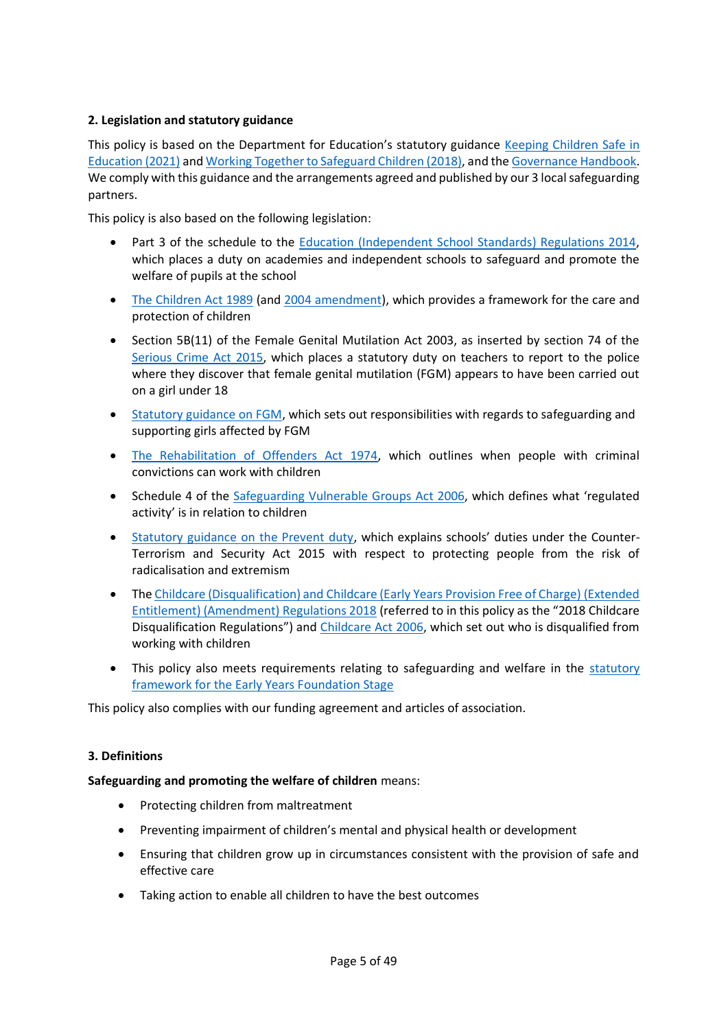**2. Legislation and statutory guidance**

This policy is based on the Department for Education's statutory guidance Keeping Children Safe in Education (2021) and Working Together to Safeguard Children (2018), and the Governance Handbook. We comply with this guidance and the arrangements agreed and published by our 3 local safeguarding partners.

This policy is also based on the following legislation:

- Part 3 of the schedule to the Education (Independent School Standards) Regulations 2014, which places a duty on academies and independent schools to safeguard and promote the welfare of pupils at the school
- The Children Act 1989 (and 2004 amendment), which provides a framework for the care and protection of children
- Section 5B(11) of the Female Genital Mutilation Act 2003, as inserted by section 74 of the Serious Crime Act 2015, which places a statutory duty on teachers to report to the police where they discover that female genital mutilation (FGM) appears to have been carried out on a girl under 18
- Statutory guidance on FGM, which sets out responsibilities with regards to safeguarding and supporting girls affected by FGM
- The Rehabilitation of Offenders Act 1974, which outlines when people with criminal convictions can work with children
- Schedule 4 of the Safeguarding Vulnerable Groups Act 2006, which defines what 'regulated activity' is in relation to children
- Statutory guidance on the Prevent duty, which explains schools' duties under the Counter-Terrorism and Security Act 2015 with respect to protecting people from the risk of radicalisation and extremism
- The Childcare (Disqualification) and Childcare (Early Years Provision Free of Charge) (Extended Entitlement) (Amendment) Regulations 2018 (referred to in this policy as the "2018 Childcare Disqualification Regulations") and Childcare Act 2006, which set out who is disqualified from working with children
- This policy also meets requirements relating to safeguarding and welfare in the statutory framework for the Early Years Foundation Stage

This policy also complies with our funding agreement and articles of association.

**3. Definitions**

**Safeguarding and promoting the welfare of children** means:

- Protecting children from maltreatment
- Preventing impairment of children's mental and physical health or development
- Ensuring that children grow up in circumstances consistent with the provision of safe and effective care
- Taking action to enable all children to have the best outcomes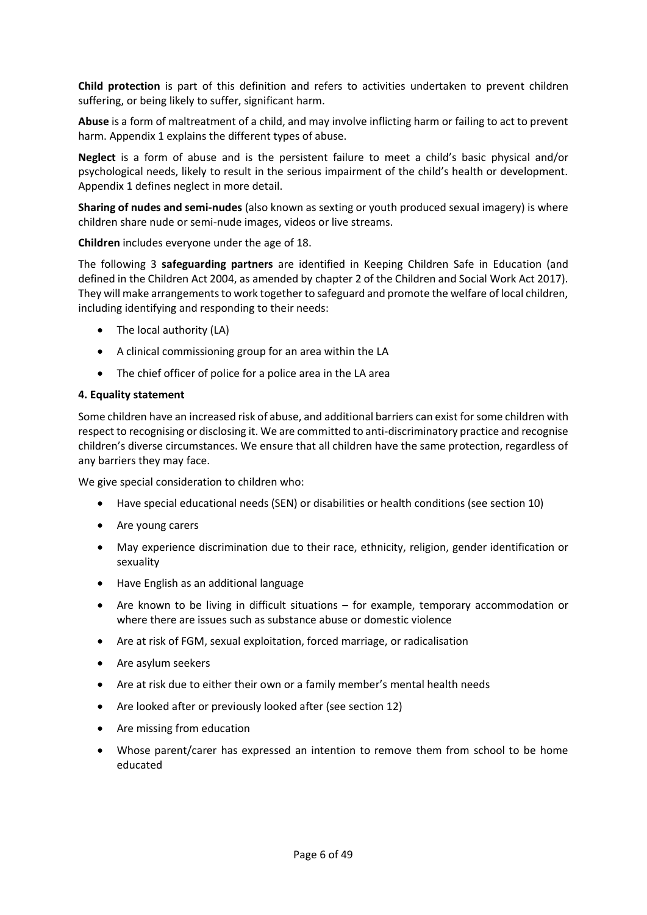**Child protection** is part of this definition and refers to activities undertaken to prevent children suffering, or being likely to suffer, significant harm.

**Abuse** is a form of maltreatment of a child, and may involve inflicting harm or failing to act to prevent harm. Appendix 1 explains the different types of abuse.

**Neglect** is a form of abuse and is the persistent failure to meet a child's basic physical and/or psychological needs, likely to result in the serious impairment of the child's health or development. Appendix 1 defines neglect in more detail.

**Sharing of nudes and semi-nudes** (also known as sexting or youth produced sexual imagery) is where children share nude or semi-nude images, videos or live streams.

**Children** includes everyone under the age of 18.

The following 3 **safeguarding partners** are identified in Keeping Children Safe in Education (and defined in the Children Act 2004, as amended by chapter 2 of the Children and Social Work Act 2017). They will make arrangements to work together to safeguard and promote the welfare of local children, including identifying and responding to their needs:

- The local authority (LA)
- A clinical commissioning group for an area within the LA
- The chief officer of police for a police area in the LA area

### 4. Equality statement

Some children have an increased risk of abuse, and additional barriers can exist for some children with respect to recognising or disclosing it. We are committed to anti-discriminatory practice and recognise children's diverse circumstances. We ensure that all children have the same protection, regardless of any barriers they may face.

We give special consideration to children who:

- Have special educational needs (SEN) or disabilities or health conditions (see section 10)
- Are young carers
- May experience discrimination due to their race, ethnicity, religion, gender identification or sexuality
- Have English as an additional language
- Are known to be living in difficult situations – for example, temporary accommodation or where there are issues such as substance abuse or domestic violence
- Are at risk of FGM, sexual exploitation, forced marriage, or radicalisation
- Are asylum seekers
- Are at risk due to either their own or a family member's mental health needs
- Are looked after or previously looked after (see section 12)
- Are missing from education
- Whose parent/carer has expressed an intention to remove them from school to be home educated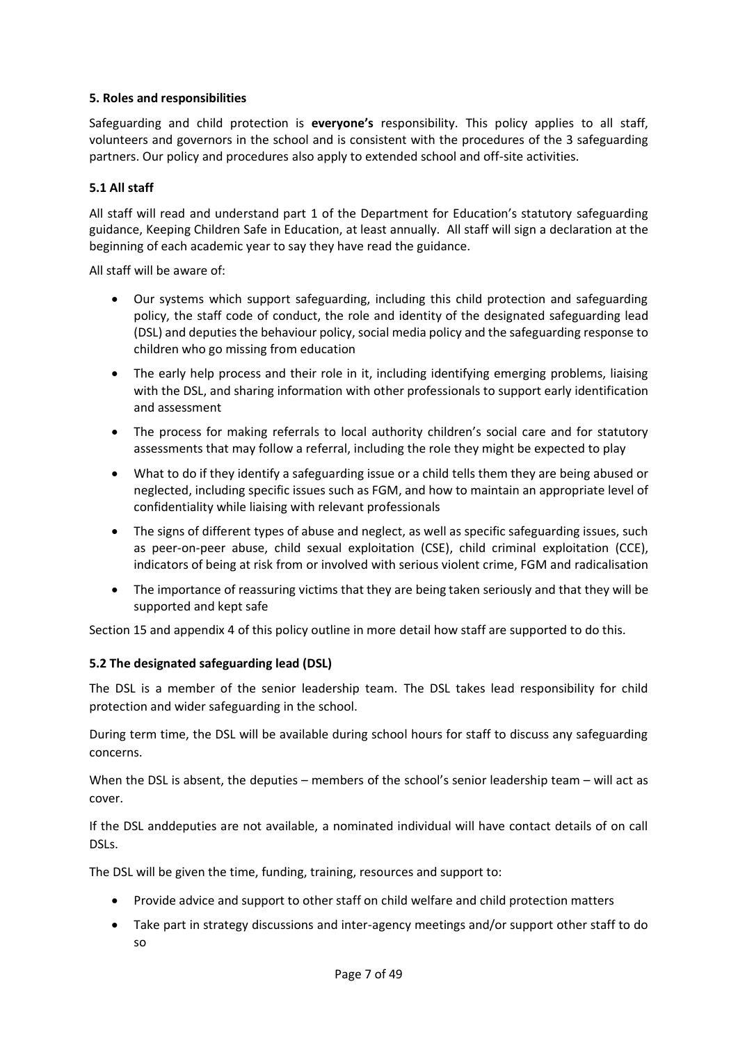### 5. Roles and responsibilities

Safeguarding and child protection is **everyone's** responsibility. This policy applies to all staff, volunteers and governors in the school and is consistent with the procedures of the 3 safeguarding partners. Our policy and procedures also apply to extended school and off-site activities.

#### 5.1 All staff

All staff will read and understand part 1 of the Department for Education's statutory safeguarding guidance, Keeping Children Safe in Education, at least annually. All staff will sign a declaration at the beginning of each academic year to say they have read the guidance.

All staff will be aware of:

- Our systems which support safeguarding, including this child protection and safeguarding policy, the staff code of conduct, the role and identity of the designated safeguarding lead (DSL) and deputies the behaviour policy, social media policy and the safeguarding response to children who go missing from education
- The early help process and their role in it, including identifying emerging problems, liaising with the DSL, and sharing information with other professionals to support early identification and assessment
- The process for making referrals to local authority children's social care and for statutory assessments that may follow a referral, including the role they might be expected to play
- What to do if they identify a safeguarding issue or a child tells them they are being abused or neglected, including specific issues such as FGM, and how to maintain an appropriate level of confidentiality while liaising with relevant professionals
- The signs of different types of abuse and neglect, as well as specific safeguarding issues, such as peer-on-peer abuse, child sexual exploitation (CSE), child criminal exploitation (CCE), indicators of being at risk from or involved with serious violent crime, FGM and radicalisation
- The importance of reassuring victims that they are being taken seriously and that they will be supported and kept safe

Section 15 and appendix 4 of this policy outline in more detail how staff are supported to do this.

#### 5.2 The designated safeguarding lead (DSL)

The DSL is a member of the senior leadership team. The DSL takes lead responsibility for child protection and wider safeguarding in the school.

During term time, the DSL will be available during school hours for staff to discuss any safeguarding concerns.

When the DSL is absent, the deputies – members of the school's senior leadership team – will act as cover.

If the DSL anddeputies are not available, a nominated individual will have contact details of on call DSLs.

The DSL will be given the time, funding, training, resources and support to:

- Provide advice and support to other staff on child welfare and child protection matters
- Take part in strategy discussions and inter-agency meetings and/or support other staff to do so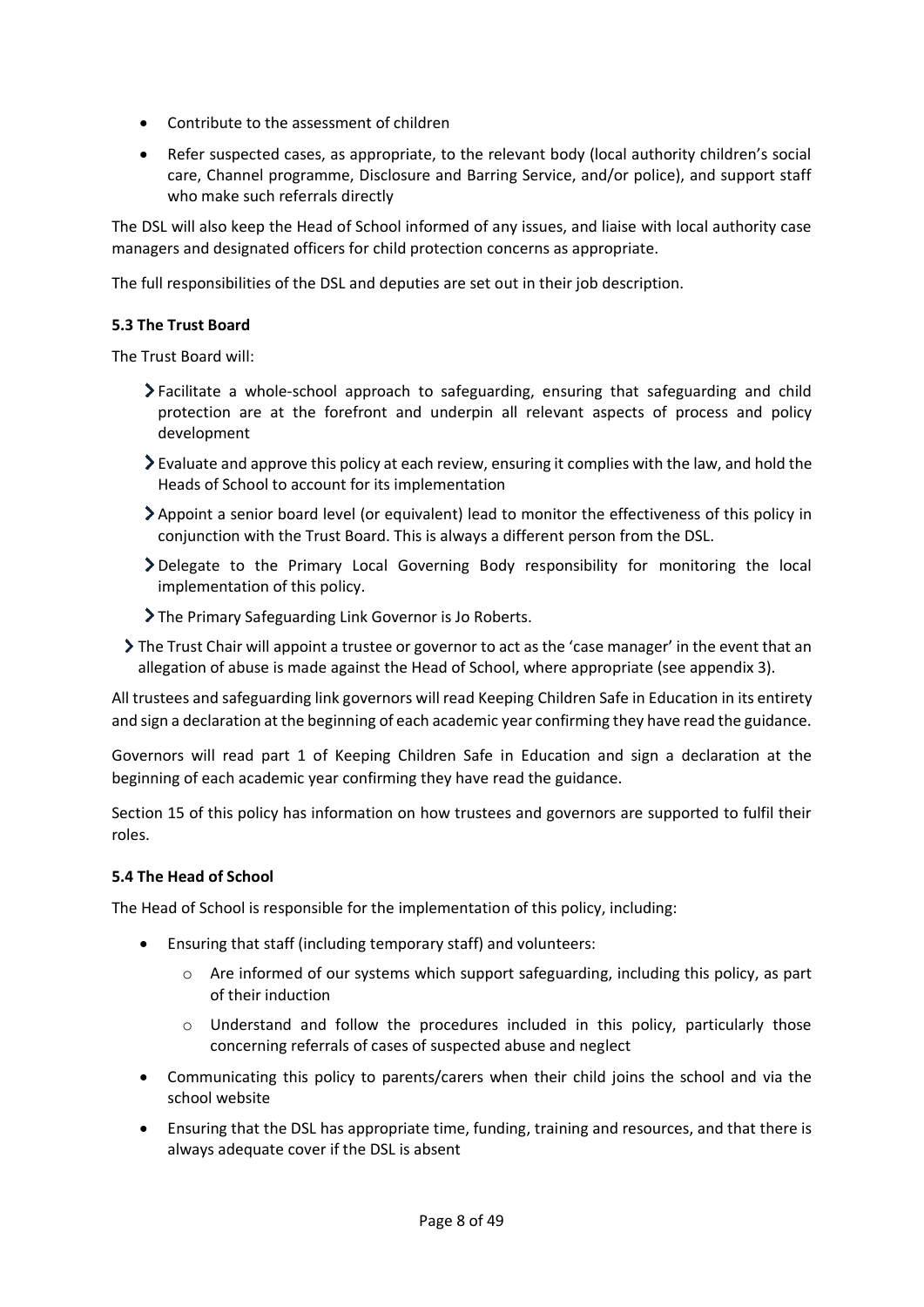- Contribute to the assessment of children
- Refer suspected cases, as appropriate, to the relevant body (local authority children's social care, Channel programme, Disclosure and Barring Service, and/or police), and support staff who make such referrals directly

The DSL will also keep the Head of School informed of any issues, and liaise with local authority case managers and designated officers for child protection concerns as appropriate.

The full responsibilities of the DSL and deputies are set out in their job description.

**5.3 The Trust Board**

The Trust Board will:

- Facilitate a whole-school approach to safeguarding, ensuring that safeguarding and child protection are at the forefront and underpin all relevant aspects of process and policy development
- Evaluate and approve this policy at each review, ensuring it complies with the law, and hold the Heads of School to account for its implementation
- Appoint a senior board level (or equivalent) lead to monitor the effectiveness of this policy in conjunction with the Trust Board. This is always a different person from the DSL.
- Delegate to the Primary Local Governing Body responsibility for monitoring the local implementation of this policy.
- The Primary Safeguarding Link Governor is Jo Roberts.
- The Trust Chair will appoint a trustee or governor to act as the 'case manager' in the event that an allegation of abuse is made against the Head of School, where appropriate (see appendix 3).

All trustees and safeguarding link governors will read Keeping Children Safe in Education in its entirety and sign a declaration at the beginning of each academic year confirming they have read the guidance.

Governors will read part 1 of Keeping Children Safe in Education and sign a declaration at the beginning of each academic year confirming they have read the guidance.

Section 15 of this policy has information on how trustees and governors are supported to fulfil their roles.

**5.4 The Head of School**

The Head of School is responsible for the implementation of this policy, including:

- Ensuring that staff (including temporary staff) and volunteers:
    - Are informed of our systems which support safeguarding, including this policy, as part of their induction
    - Understand and follow the procedures included in this policy, particularly those concerning referrals of cases of suspected abuse and neglect
- Communicating this policy to parents/carers when their child joins the school and via the school website
- Ensuring that the DSL has appropriate time, funding, training and resources, and that there is always adequate cover if the DSL is absent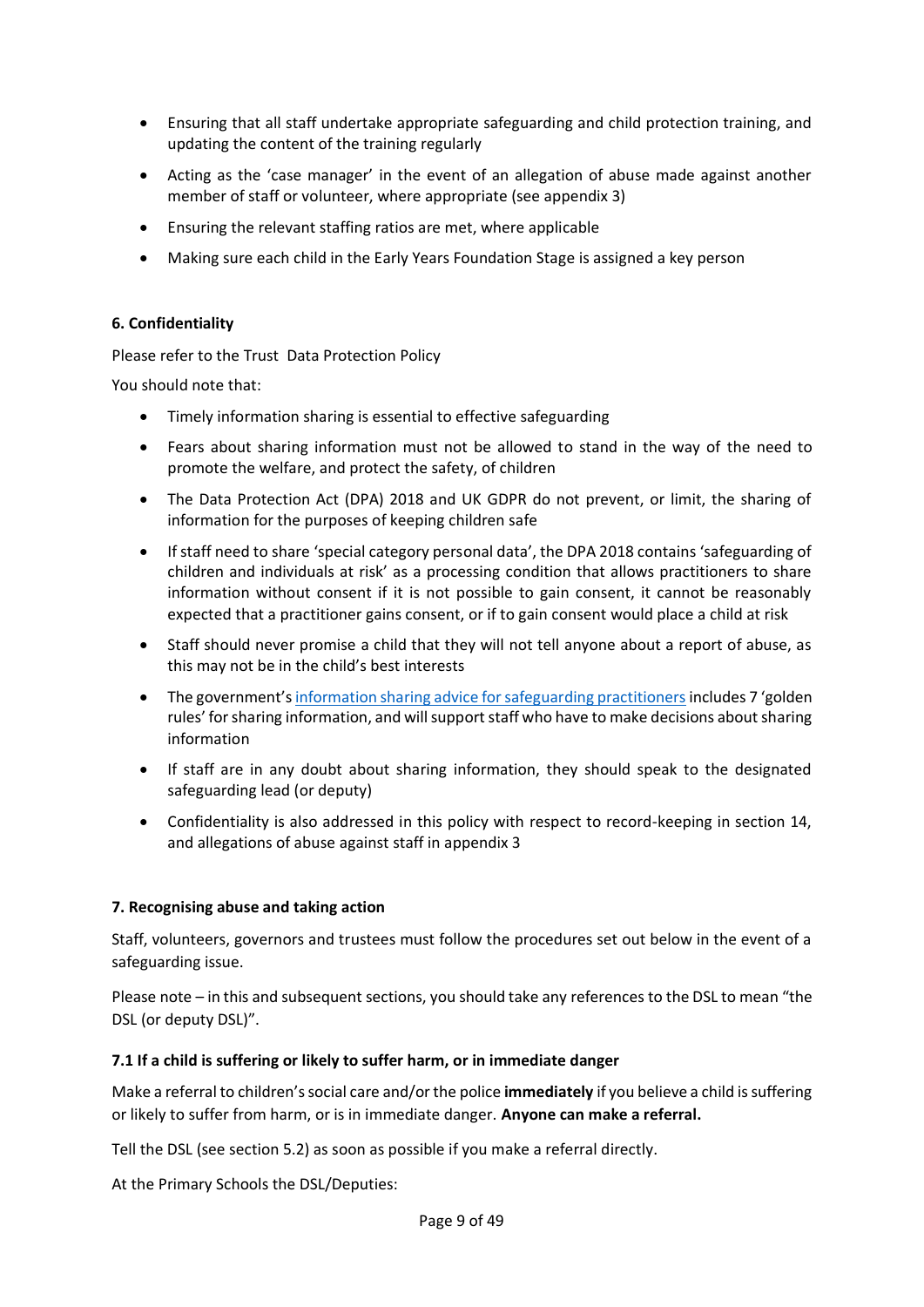- Ensuring that all staff undertake appropriate safeguarding and child protection training, and updating the content of the training regularly
- Acting as the 'case manager' in the event of an allegation of abuse made against another member of staff or volunteer, where appropriate (see appendix 3)
- Ensuring the relevant staffing ratios are met, where applicable
- Making sure each child in the Early Years Foundation Stage is assigned a key person

### 6. Confidentiality

Please refer to the Trust Data Protection Policy

You should note that:

- Timely information sharing is essential to effective safeguarding
- Fears about sharing information must not be allowed to stand in the way of the need to promote the welfare, and protect the safety, of children
- The Data Protection Act (DPA) 2018 and UK GDPR do not prevent, or limit, the sharing of information for the purposes of keeping children safe
- If staff need to share 'special category personal data', the DPA 2018 contains 'safeguarding of children and individuals at risk' as a processing condition that allows practitioners to share information without consent if it is not possible to gain consent, it cannot be reasonably expected that a practitioner gains consent, or if to gain consent would place a child at risk
- Staff should never promise a child that they will not tell anyone about a report of abuse, as this may not be in the child's best interests
- The government's information sharing advice for safeguarding practitioners includes 7 'golden rules' for sharing information, and will support staff who have to make decisions about sharing information
- If staff are in any doubt about sharing information, they should speak to the designated safeguarding lead (or deputy)
- Confidentiality is also addressed in this policy with respect to record-keeping in section 14, and allegations of abuse against staff in appendix 3

### 7. Recognising abuse and taking action

Staff, volunteers, governors and trustees must follow the procedures set out below in the event of a safeguarding issue.

Please note – in this and subsequent sections, you should take any references to the DSL to mean "the DSL (or deputy DSL)".

#### 7.1 If a child is suffering or likely to suffer harm, or in immediate danger

Make a referral to children's social care and/or the police **immediately** if you believe a child is suffering or likely to suffer from harm, or is in immediate danger. **Anyone can make a referral.**

Tell the DSL (see section 5.2) as soon as possible if you make a referral directly.

At the Primary Schools the DSL/Deputies: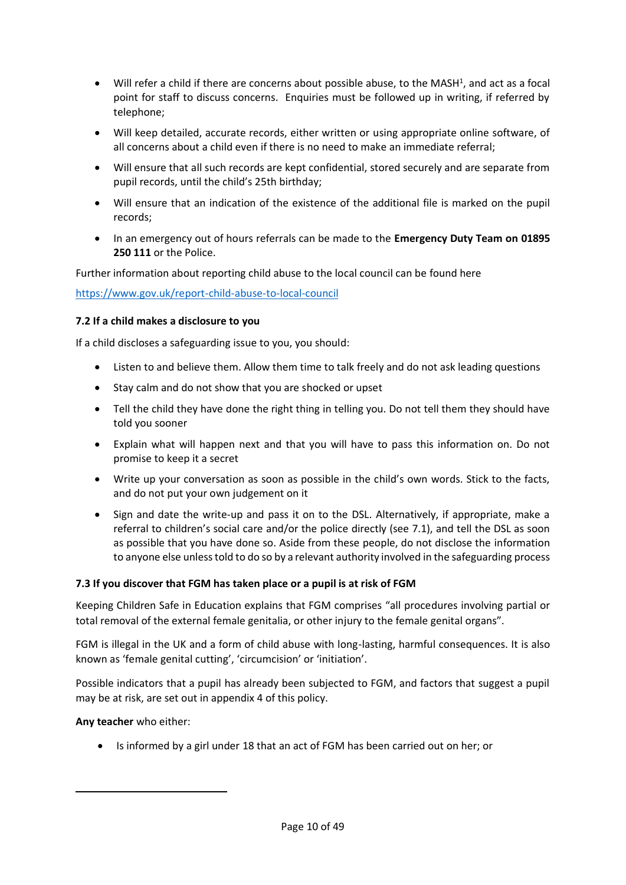- Will refer a child if there are concerns about possible abuse, to the MASH[1], and act as a focal point for staff to discuss concerns. Enquiries must be followed up in writing, if referred by telephone;
- Will keep detailed, accurate records, either written or using appropriate online software, of all concerns about a child even if there is no need to make an immediate referral;
- Will ensure that all such records are kept confidential, stored securely and are separate from pupil records, until the child's 25th birthday;
- Will ensure that an indication of the existence of the additional file is marked on the pupil records;
- In an emergency out of hours referrals can be made to the **Emergency Duty Team on 01895 250 111** or the Police.

Further information about reporting child abuse to the local council can be found here

https://www.gov.uk/report-child-abuse-to-local-council

**7.2 If a child makes a disclosure to you**

If a child discloses a safeguarding issue to you, you should:

- Listen to and believe them. Allow them time to talk freely and do not ask leading questions
- Stay calm and do not show that you are shocked or upset
- Tell the child they have done the right thing in telling you. Do not tell them they should have told you sooner
- Explain what will happen next and that you will have to pass this information on. Do not promise to keep it a secret
- Write up your conversation as soon as possible in the child's own words. Stick to the facts, and do not put your own judgement on it
- Sign and date the write-up and pass it on to the DSL. Alternatively, if appropriate, make a referral to children's social care and/or the police directly (see 7.1), and tell the DSL as soon as possible that you have done so. Aside from these people, do not disclose the information to anyone else unless told to do so by a relevant authority involved in the safeguarding process

**7.3 If you discover that FGM has taken place or a pupil is at risk of FGM**

Keeping Children Safe in Education explains that FGM comprises "all procedures involving partial or total removal of the external female genitalia, or other injury to the female genital organs".

FGM is illegal in the UK and a form of child abuse with long-lasting, harmful consequences. It is also known as 'female genital cutting', 'circumcision' or 'initiation'.

Possible indicators that a pupil has already been subjected to FGM, and factors that suggest a pupil may be at risk, are set out in appendix 4 of this policy.

**Any teacher** who either:

- Is informed by a girl under 18 that an act of FGM has been carried out on her; or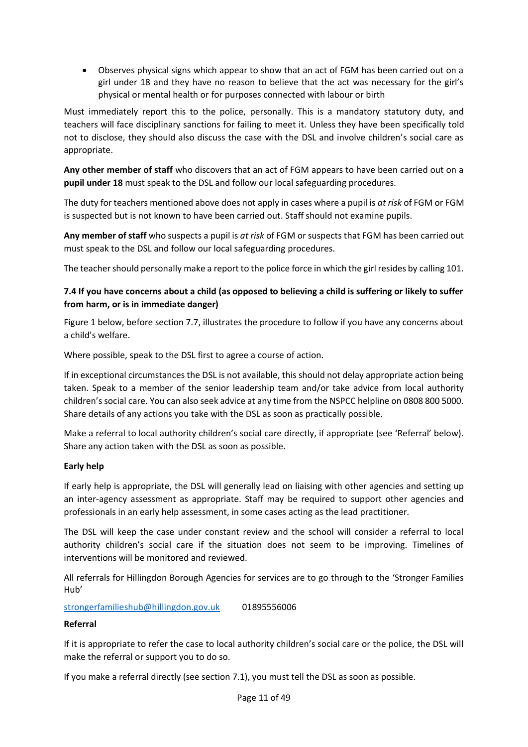- Observes physical signs which appear to show that an act of FGM has been carried out on a girl under 18 and they have no reason to believe that the act was necessary for the girl's physical or mental health or for purposes connected with labour or birth

Must immediately report this to the police, personally. This is a mandatory statutory duty, and teachers will face disciplinary sanctions for failing to meet it. Unless they have been specifically told not to disclose, they should also discuss the case with the DSL and involve children's social care as appropriate.

**Any other member of staff** who discovers that an act of FGM appears to have been carried out on a **pupil under 18** must speak to the DSL and follow our local safeguarding procedures.

The duty for teachers mentioned above does not apply in cases where a pupil is *at risk* of FGM or FGM is suspected but is not known to have been carried out. Staff should not examine pupils.

**Any member of staff** who suspects a pupil is *at risk* of FGM or suspects that FGM has been carried out must speak to the DSL and follow our local safeguarding procedures.

The teacher should personally make a report to the police force in which the girl resides by calling 101.

### 7.4 If you have concerns about a child (as opposed to believing a child is suffering or likely to suffer from harm, or is in immediate danger)

Figure 1 below, before section 7.7, illustrates the procedure to follow if you have any concerns about a child's welfare.

Where possible, speak to the DSL first to agree a course of action.

If in exceptional circumstances the DSL is not available, this should not delay appropriate action being taken. Speak to a member of the senior leadership team and/or take advice from local authority children's social care. You can also seek advice at any time from the NSPCC helpline on 0808 800 5000. Share details of any actions you take with the DSL as soon as practically possible.

Make a referral to local authority children's social care directly, if appropriate (see 'Referral' below). Share any action taken with the DSL as soon as possible.

**Early help**

If early help is appropriate, the DSL will generally lead on liaising with other agencies and setting up an inter-agency assessment as appropriate. Staff may be required to support other agencies and professionals in an early help assessment, in some cases acting as the lead practitioner.

The DSL will keep the case under constant review and the school will consider a referral to local authority children's social care if the situation does not seem to be improving. Timelines of interventions will be monitored and reviewed.

All referrals for Hillingdon Borough Agencies for services are to go through to the 'Stronger Families Hub'

strongerfamilieshub@hillingdon.gov.uk 01895556006

**Referral**

If it is appropriate to refer the case to local authority children's social care or the police, the DSL will make the referral or support you to do so.

If you make a referral directly (see section 7.1), you must tell the DSL as soon as possible.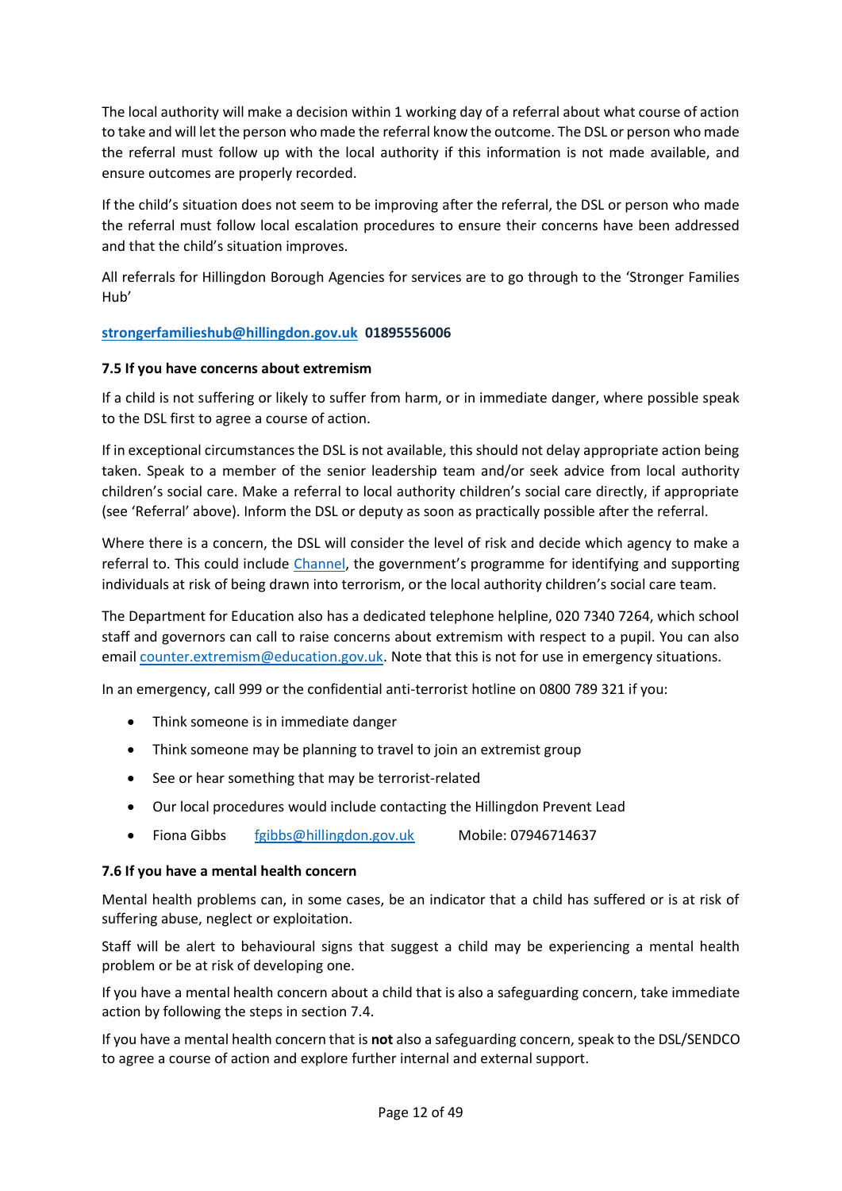The local authority will make a decision within 1 working day of a referral about what course of action to take and will let the person who made the referral know the outcome. The DSL or person who made the referral must follow up with the local authority if this information is not made available, and ensure outcomes are properly recorded.

If the child's situation does not seem to be improving after the referral, the DSL or person who made the referral must follow local escalation procedures to ensure their concerns have been addressed and that the child's situation improves.

All referrals for Hillingdon Borough Agencies for services are to go through to the 'Stronger Families Hub'

**strongerfamilieshub@hillingdon.gov.uk 01895556006**

### 7.5 If you have concerns about extremism

If a child is not suffering or likely to suffer from harm, or in immediate danger, where possible speak to the DSL first to agree a course of action.

If in exceptional circumstances the DSL is not available, this should not delay appropriate action being taken. Speak to a member of the senior leadership team and/or seek advice from local authority children's social care. Make a referral to local authority children's social care directly, if appropriate (see 'Referral' above). Inform the DSL or deputy as soon as practically possible after the referral.

Where there is a concern, the DSL will consider the level of risk and decide which agency to make a referral to. This could include Channel, the government's programme for identifying and supporting individuals at risk of being drawn into terrorism, or the local authority children's social care team.

The Department for Education also has a dedicated telephone helpline, 020 7340 7264, which school staff and governors can call to raise concerns about extremism with respect to a pupil. You can also email counter.extremism@education.gov.uk. Note that this is not for use in emergency situations.

In an emergency, call 999 or the confidential anti-terrorist hotline on 0800 789 321 if you:

- Think someone is in immediate danger
- Think someone may be planning to travel to join an extremist group
- See or hear something that may be terrorist-related
- Our local procedures would include contacting the Hillingdon Prevent Lead
- Fiona Gibbs fgibbs@hillingdon.gov.uk Mobile: 07946714637

### 7.6 If you have a mental health concern

Mental health problems can, in some cases, be an indicator that a child has suffered or is at risk of suffering abuse, neglect or exploitation.

Staff will be alert to behavioural signs that suggest a child may be experiencing a mental health problem or be at risk of developing one.

If you have a mental health concern about a child that is also a safeguarding concern, take immediate action by following the steps in section 7.4.

If you have a mental health concern that is **not** also a safeguarding concern, speak to the DSL/SENDCO to agree a course of action and explore further internal and external support.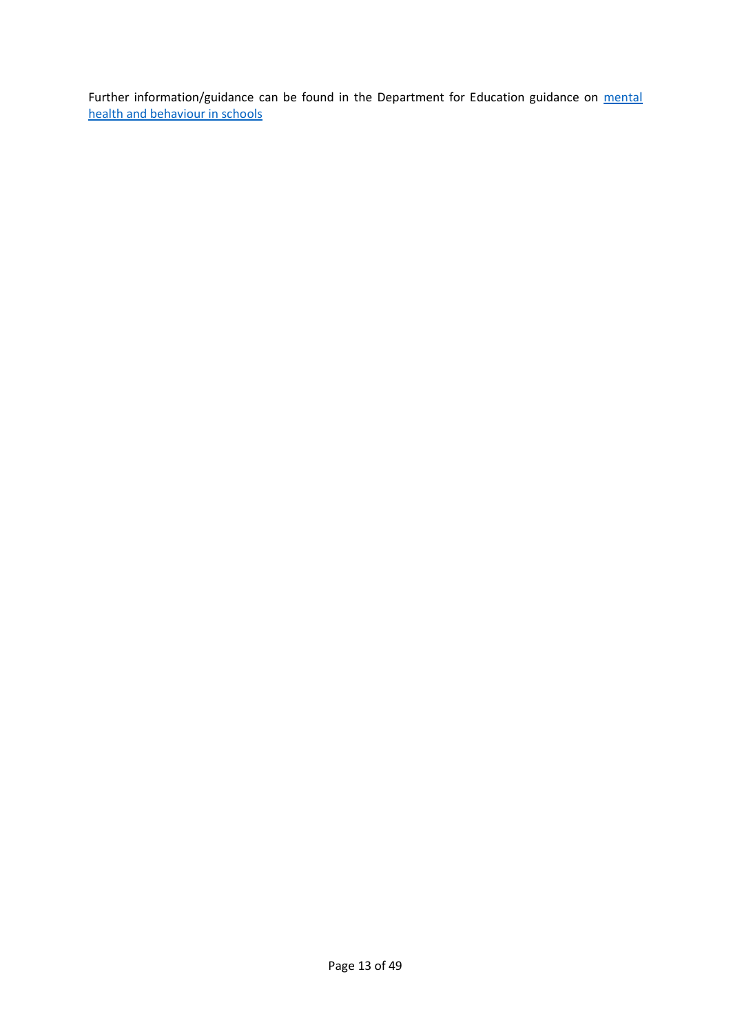Further information/guidance can be found in the Department for Education guidance on mental health and behaviour in schools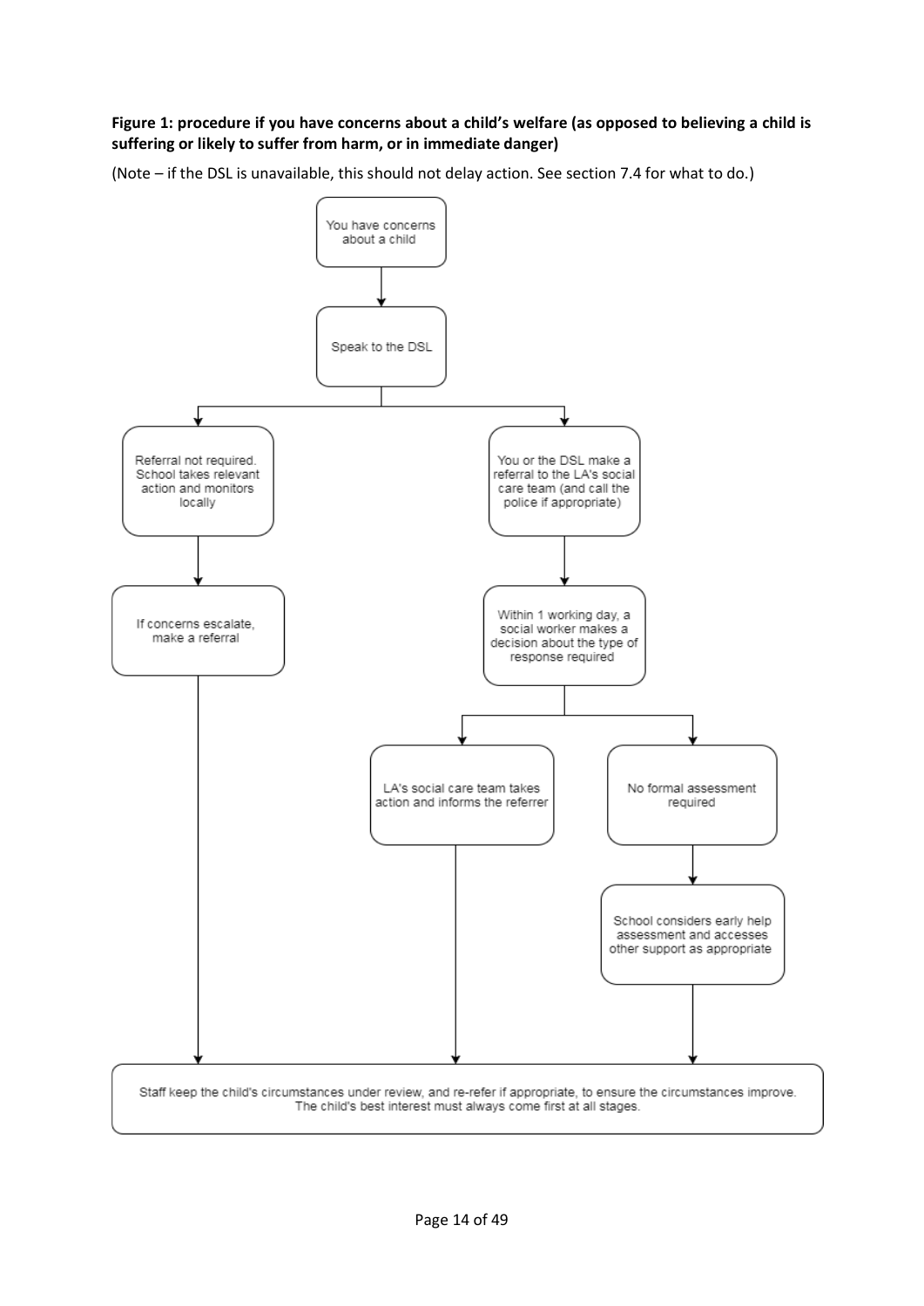**Figure 1: procedure if you have concerns about a child's welfare (as opposed to believing a child is suffering or likely to suffer from harm, or in immediate danger)**

(Note – if the DSL is unavailable, this should not delay action. See section 7.4 for what to do.)

You have concerns about a child

↓

Speak to the DSL

↓

- Referral not required. School takes relevant action and monitors locally
  - ↓ If concerns escalate, make a referral
- You or the DSL make a referral to the LA's social care team (and call the police if appropriate)
  - ↓ Within 1 working day, a social worker makes a decision about the type of response required
    - LA's social care team takes action and informs the referrer
    - No formal assessment required
      - ↓ School considers early help assessment and accesses other support as appropriate

↓

Staff keep the child's circumstances under review, and re-refer if appropriate, to ensure the circumstances improve. The child's best interest must always come first at all stages.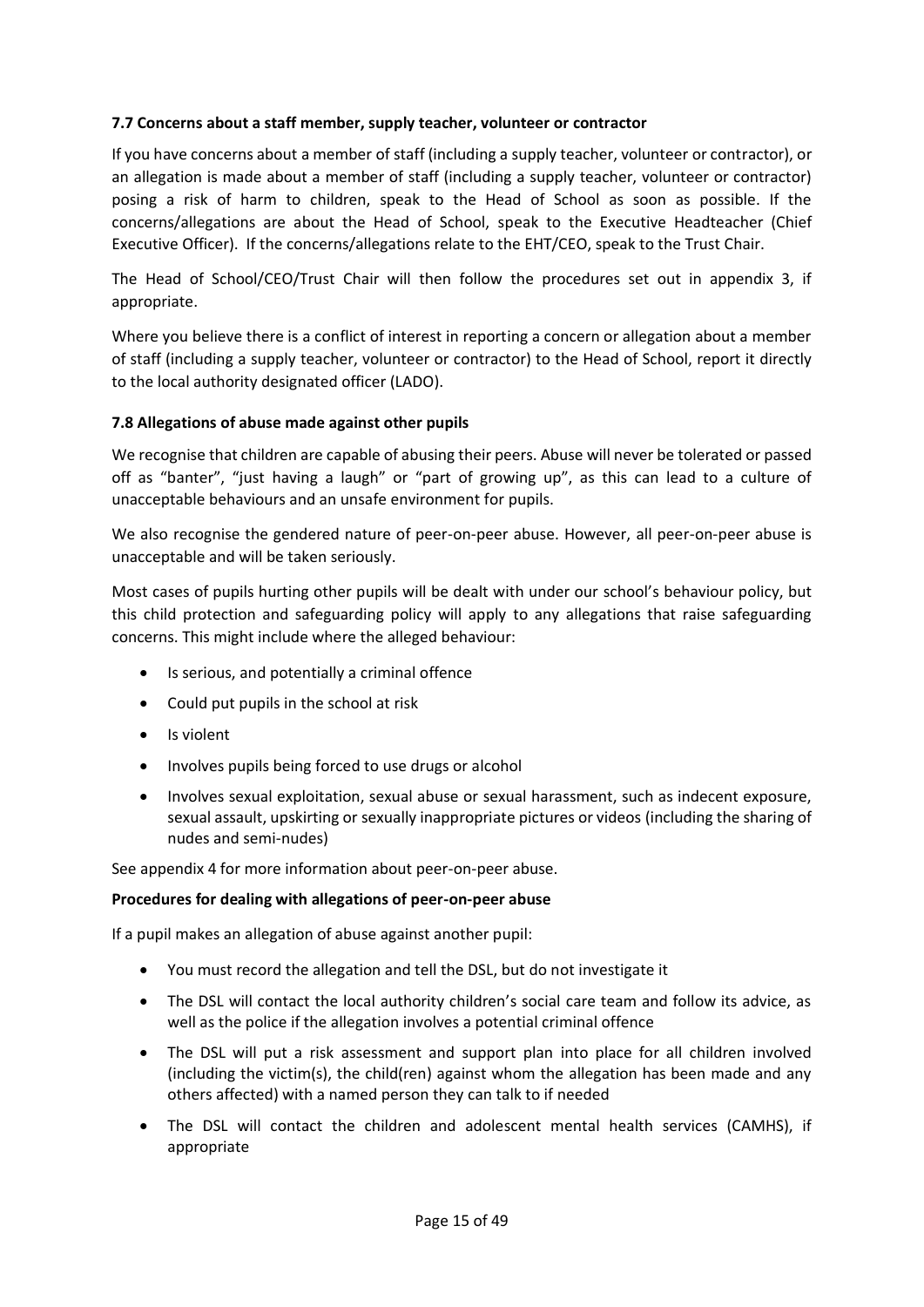### 7.7 Concerns about a staff member, supply teacher, volunteer or contractor

If you have concerns about a member of staff (including a supply teacher, volunteer or contractor), or an allegation is made about a member of staff (including a supply teacher, volunteer or contractor) posing a risk of harm to children, speak to the Head of School as soon as possible. If the concerns/allegations are about the Head of School, speak to the Executive Headteacher (Chief Executive Officer). If the concerns/allegations relate to the EHT/CEO, speak to the Trust Chair.

The Head of School/CEO/Trust Chair will then follow the procedures set out in appendix 3, if appropriate.

Where you believe there is a conflict of interest in reporting a concern or allegation about a member of staff (including a supply teacher, volunteer or contractor) to the Head of School, report it directly to the local authority designated officer (LADO).

### 7.8 Allegations of abuse made against other pupils

We recognise that children are capable of abusing their peers. Abuse will never be tolerated or passed off as "banter", "just having a laugh" or "part of growing up", as this can lead to a culture of unacceptable behaviours and an unsafe environment for pupils.

We also recognise the gendered nature of peer-on-peer abuse. However, all peer-on-peer abuse is unacceptable and will be taken seriously.

Most cases of pupils hurting other pupils will be dealt with under our school's behaviour policy, but this child protection and safeguarding policy will apply to any allegations that raise safeguarding concerns. This might include where the alleged behaviour:

- Is serious, and potentially a criminal offence
- Could put pupils in the school at risk
- Is violent
- Involves pupils being forced to use drugs or alcohol
- Involves sexual exploitation, sexual abuse or sexual harassment, such as indecent exposure, sexual assault, upskirting or sexually inappropriate pictures or videos (including the sharing of nudes and semi-nudes)

See appendix 4 for more information about peer-on-peer abuse.

**Procedures for dealing with allegations of peer-on-peer abuse**

If a pupil makes an allegation of abuse against another pupil:

- You must record the allegation and tell the DSL, but do not investigate it
- The DSL will contact the local authority children's social care team and follow its advice, as well as the police if the allegation involves a potential criminal offence
- The DSL will put a risk assessment and support plan into place for all children involved (including the victim(s), the child(ren) against whom the allegation has been made and any others affected) with a named person they can talk to if needed
- The DSL will contact the children and adolescent mental health services (CAMHS), if appropriate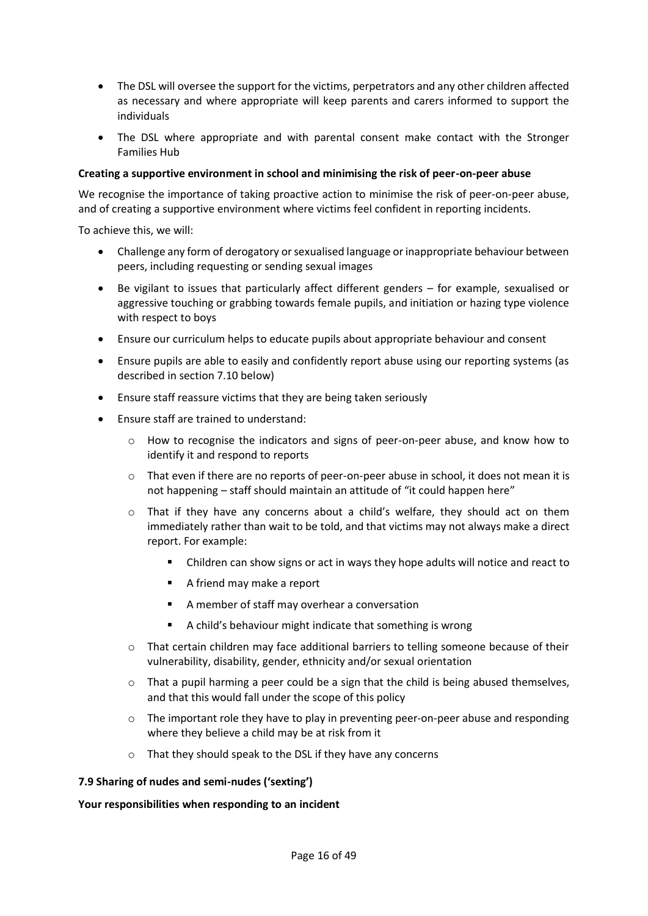- The DSL will oversee the support for the victims, perpetrators and any other children affected as necessary and where appropriate will keep parents and carers informed to support the individuals
- The DSL where appropriate and with parental consent make contact with the Stronger Families Hub

**Creating a supportive environment in school and minimising the risk of peer-on-peer abuse**

We recognise the importance of taking proactive action to minimise the risk of peer-on-peer abuse, and of creating a supportive environment where victims feel confident in reporting incidents.

To achieve this, we will:

- Challenge any form of derogatory or sexualised language or inappropriate behaviour between peers, including requesting or sending sexual images
- Be vigilant to issues that particularly affect different genders – for example, sexualised or aggressive touching or grabbing towards female pupils, and initiation or hazing type violence with respect to boys
- Ensure our curriculum helps to educate pupils about appropriate behaviour and consent
- Ensure pupils are able to easily and confidently report abuse using our reporting systems (as described in section 7.10 below)
- Ensure staff reassure victims that they are being taken seriously
- Ensure staff are trained to understand:
    - How to recognise the indicators and signs of peer-on-peer abuse, and know how to identify it and respond to reports
    - That even if there are no reports of peer-on-peer abuse in school, it does not mean it is not happening – staff should maintain an attitude of "it could happen here"
    - That if they have any concerns about a child's welfare, they should act on them immediately rather than wait to be told, and that victims may not always make a direct report. For example:
        - Children can show signs or act in ways they hope adults will notice and react to
        - A friend may make a report
        - A member of staff may overhear a conversation
        - A child's behaviour might indicate that something is wrong
    - That certain children may face additional barriers to telling someone because of their vulnerability, disability, gender, ethnicity and/or sexual orientation
    - That a pupil harming a peer could be a sign that the child is being abused themselves, and that this would fall under the scope of this policy
    - The important role they have to play in preventing peer-on-peer abuse and responding where they believe a child may be at risk from it
    - That they should speak to the DSL if they have any concerns

**7.9 Sharing of nudes and semi-nudes ('sexting')**

**Your responsibilities when responding to an incident**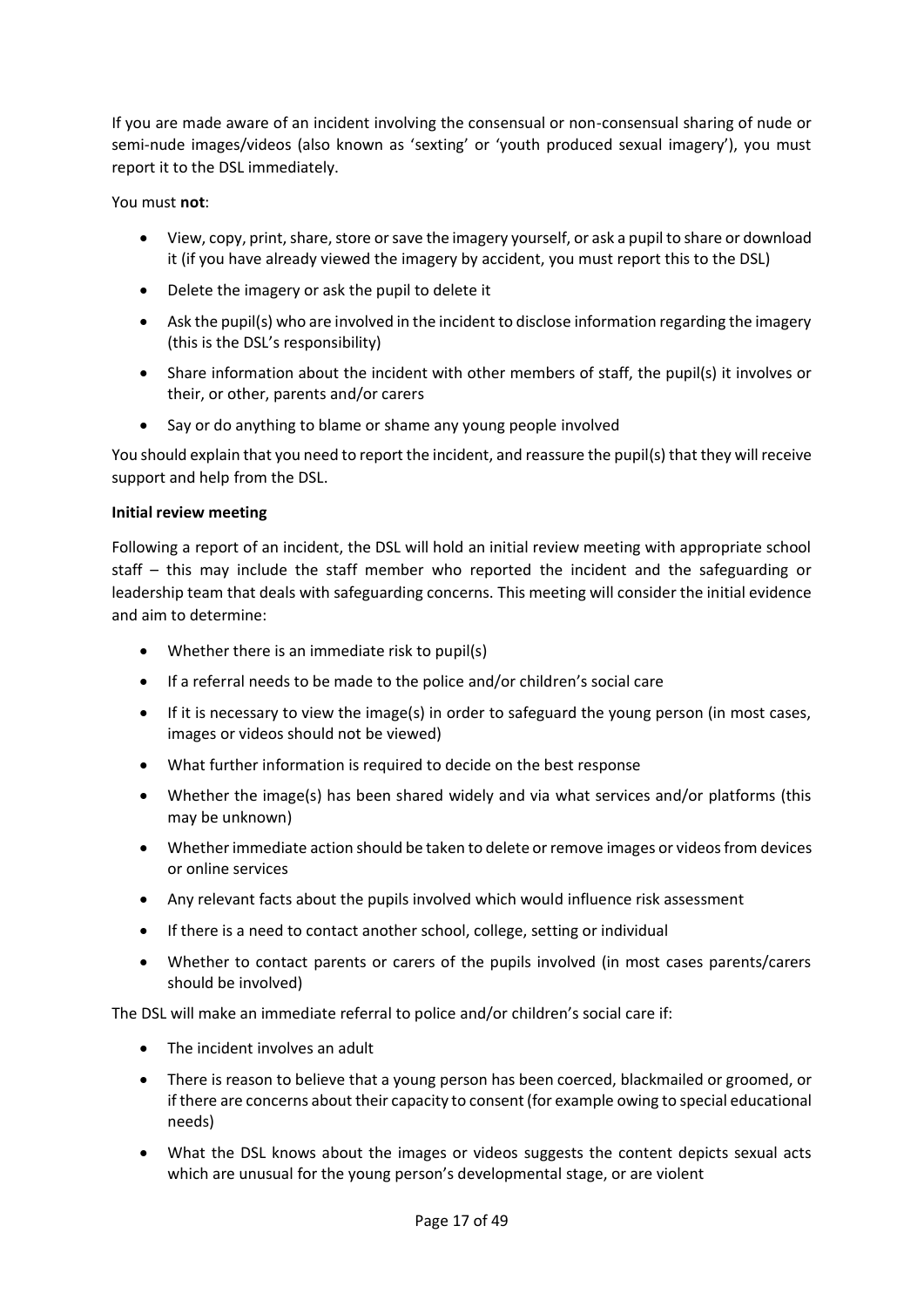If you are made aware of an incident involving the consensual or non-consensual sharing of nude or semi-nude images/videos (also known as 'sexting' or 'youth produced sexual imagery'), you must report it to the DSL immediately.

You must **not**:

- View, copy, print, share, store or save the imagery yourself, or ask a pupil to share or download it (if you have already viewed the imagery by accident, you must report this to the DSL)
- Delete the imagery or ask the pupil to delete it
- Ask the pupil(s) who are involved in the incident to disclose information regarding the imagery (this is the DSL's responsibility)
- Share information about the incident with other members of staff, the pupil(s) it involves or their, or other, parents and/or carers
- Say or do anything to blame or shame any young people involved

You should explain that you need to report the incident, and reassure the pupil(s) that they will receive support and help from the DSL.

**Initial review meeting**

Following a report of an incident, the DSL will hold an initial review meeting with appropriate school staff – this may include the staff member who reported the incident and the safeguarding or leadership team that deals with safeguarding concerns. This meeting will consider the initial evidence and aim to determine:

- Whether there is an immediate risk to pupil(s)
- If a referral needs to be made to the police and/or children's social care
- If it is necessary to view the image(s) in order to safeguard the young person (in most cases, images or videos should not be viewed)
- What further information is required to decide on the best response
- Whether the image(s) has been shared widely and via what services and/or platforms (this may be unknown)
- Whether immediate action should be taken to delete or remove images or videos from devices or online services
- Any relevant facts about the pupils involved which would influence risk assessment
- If there is a need to contact another school, college, setting or individual
- Whether to contact parents or carers of the pupils involved (in most cases parents/carers should be involved)

The DSL will make an immediate referral to police and/or children's social care if:

- The incident involves an adult
- There is reason to believe that a young person has been coerced, blackmailed or groomed, or if there are concerns about their capacity to consent (for example owing to special educational needs)
- What the DSL knows about the images or videos suggests the content depicts sexual acts which are unusual for the young person's developmental stage, or are violent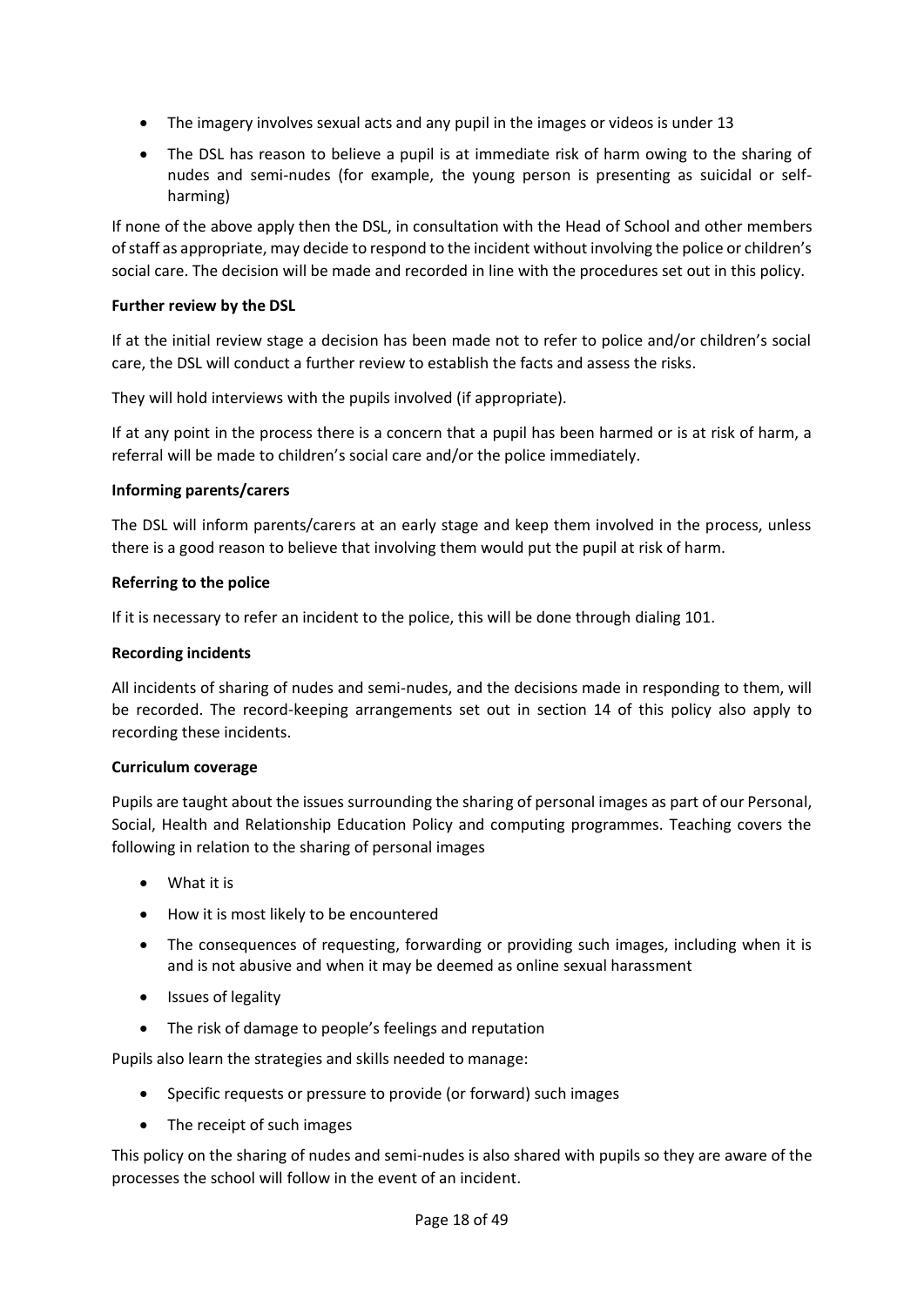- The imagery involves sexual acts and any pupil in the images or videos is under 13
- The DSL has reason to believe a pupil is at immediate risk of harm owing to the sharing of nudes and semi-nudes (for example, the young person is presenting as suicidal or self-harming)

If none of the above apply then the DSL, in consultation with the Head of School and other members of staff as appropriate, may decide to respond to the incident without involving the police or children's social care. The decision will be made and recorded in line with the procedures set out in this policy.

**Further review by the DSL**

If at the initial review stage a decision has been made not to refer to police and/or children's social care, the DSL will conduct a further review to establish the facts and assess the risks.

They will hold interviews with the pupils involved (if appropriate).

If at any point in the process there is a concern that a pupil has been harmed or is at risk of harm, a referral will be made to children's social care and/or the police immediately.

**Informing parents/carers**

The DSL will inform parents/carers at an early stage and keep them involved in the process, unless there is a good reason to believe that involving them would put the pupil at risk of harm.

**Referring to the police**

If it is necessary to refer an incident to the police, this will be done through dialing 101.

**Recording incidents**

All incidents of sharing of nudes and semi-nudes, and the decisions made in responding to them, will be recorded. The record-keeping arrangements set out in section 14 of this policy also apply to recording these incidents.

**Curriculum coverage**

Pupils are taught about the issues surrounding the sharing of personal images as part of our Personal, Social, Health and Relationship Education Policy and computing programmes. Teaching covers the following in relation to the sharing of personal images

- What it is
- How it is most likely to be encountered
- The consequences of requesting, forwarding or providing such images, including when it is and is not abusive and when it may be deemed as online sexual harassment
- Issues of legality
- The risk of damage to people's feelings and reputation

Pupils also learn the strategies and skills needed to manage:

- Specific requests or pressure to provide (or forward) such images
- The receipt of such images

This policy on the sharing of nudes and semi-nudes is also shared with pupils so they are aware of the processes the school will follow in the event of an incident.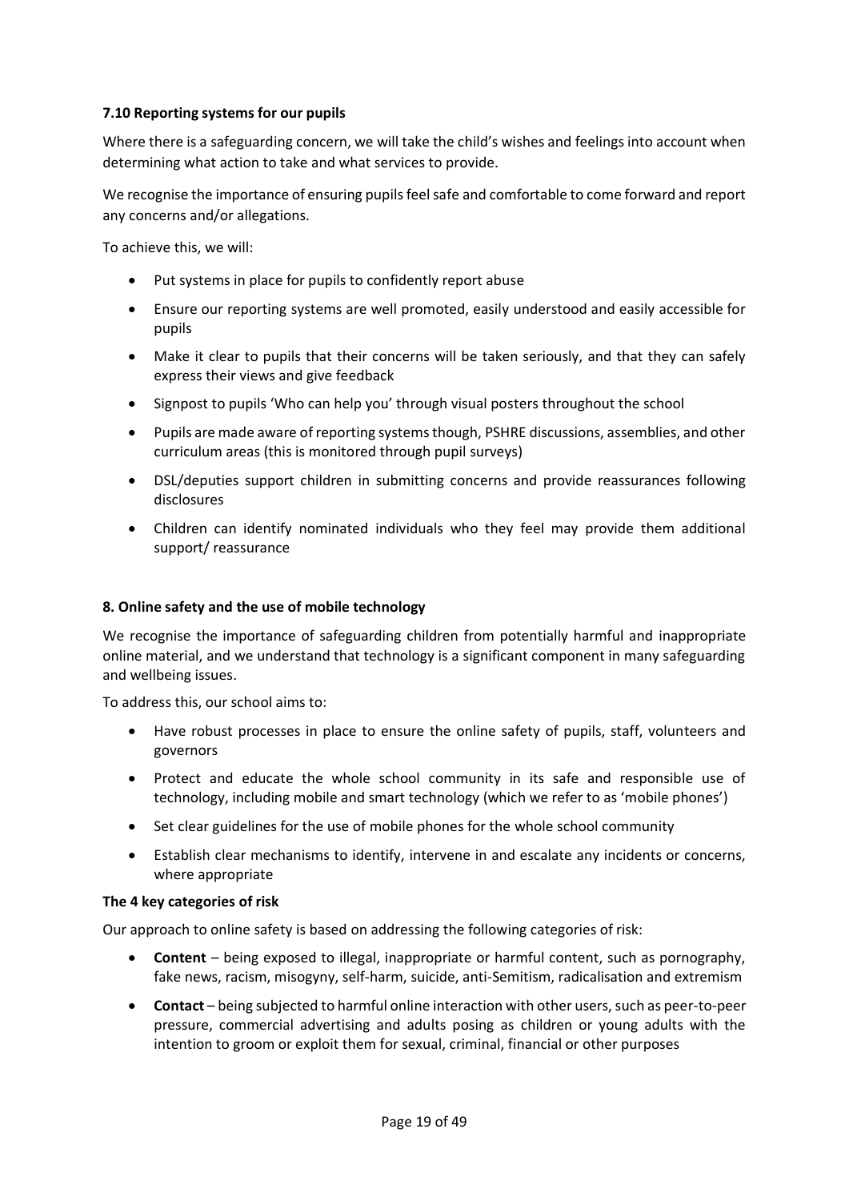### 7.10 Reporting systems for our pupils

Where there is a safeguarding concern, we will take the child's wishes and feelings into account when determining what action to take and what services to provide.

We recognise the importance of ensuring pupils feel safe and comfortable to come forward and report any concerns and/or allegations.

To achieve this, we will:

- Put systems in place for pupils to confidently report abuse
- Ensure our reporting systems are well promoted, easily understood and easily accessible for pupils
- Make it clear to pupils that their concerns will be taken seriously, and that they can safely express their views and give feedback
- Signpost to pupils 'Who can help you' through visual posters throughout the school
- Pupils are made aware of reporting systems though, PSHRE discussions, assemblies, and other curriculum areas (this is monitored through pupil surveys)
- DSL/deputies support children in submitting concerns and provide reassurances following disclosures
- Children can identify nominated individuals who they feel may provide them additional support/ reassurance

## 8. Online safety and the use of mobile technology

We recognise the importance of safeguarding children from potentially harmful and inappropriate online material, and we understand that technology is a significant component in many safeguarding and wellbeing issues.

To address this, our school aims to:

- Have robust processes in place to ensure the online safety of pupils, staff, volunteers and governors
- Protect and educate the whole school community in its safe and responsible use of technology, including mobile and smart technology (which we refer to as 'mobile phones')
- Set clear guidelines for the use of mobile phones for the whole school community
- Establish clear mechanisms to identify, intervene in and escalate any incidents or concerns, where appropriate

### The 4 key categories of risk

Our approach to online safety is based on addressing the following categories of risk:

- **Content** – being exposed to illegal, inappropriate or harmful content, such as pornography, fake news, racism, misogyny, self-harm, suicide, anti-Semitism, radicalisation and extremism
- **Contact** – being subjected to harmful online interaction with other users, such as peer-to-peer pressure, commercial advertising and adults posing as children or young adults with the intention to groom or exploit them for sexual, criminal, financial or other purposes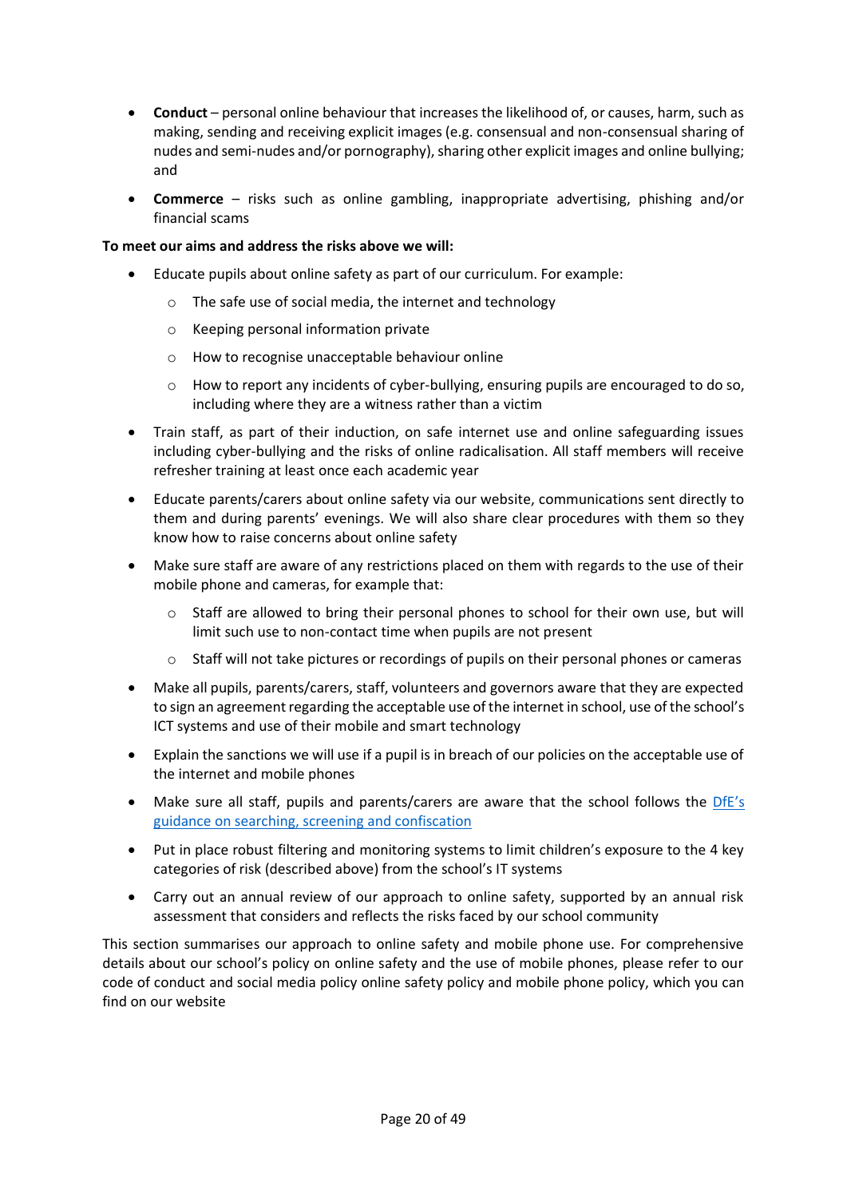- **Conduct** – personal online behaviour that increases the likelihood of, or causes, harm, such as making, sending and receiving explicit images (e.g. consensual and non-consensual sharing of nudes and semi-nudes and/or pornography), sharing other explicit images and online bullying; and
- **Commerce** – risks such as online gambling, inappropriate advertising, phishing and/or financial scams

**To meet our aims and address the risks above we will:**

- Educate pupils about online safety as part of our curriculum. For example:
  - The safe use of social media, the internet and technology
  - Keeping personal information private
  - How to recognise unacceptable behaviour online
  - How to report any incidents of cyber-bullying, ensuring pupils are encouraged to do so, including where they are a witness rather than a victim
- Train staff, as part of their induction, on safe internet use and online safeguarding issues including cyber-bullying and the risks of online radicalisation. All staff members will receive refresher training at least once each academic year
- Educate parents/carers about online safety via our website, communications sent directly to them and during parents' evenings. We will also share clear procedures with them so they know how to raise concerns about online safety
- Make sure staff are aware of any restrictions placed on them with regards to the use of their mobile phone and cameras, for example that:
  - Staff are allowed to bring their personal phones to school for their own use, but will limit such use to non-contact time when pupils are not present
  - Staff will not take pictures or recordings of pupils on their personal phones or cameras
- Make all pupils, parents/carers, staff, volunteers and governors aware that they are expected to sign an agreement regarding the acceptable use of the internet in school, use of the school's ICT systems and use of their mobile and smart technology
- Explain the sanctions we will use if a pupil is in breach of our policies on the acceptable use of the internet and mobile phones
- Make sure all staff, pupils and parents/carers are aware that the school follows the DfE's guidance on searching, screening and confiscation
- Put in place robust filtering and monitoring systems to limit children's exposure to the 4 key categories of risk (described above) from the school's IT systems
- Carry out an annual review of our approach to online safety, supported by an annual risk assessment that considers and reflects the risks faced by our school community

This section summarises our approach to online safety and mobile phone use. For comprehensive details about our school's policy on online safety and the use of mobile phones, please refer to our code of conduct and social media policy online safety policy and mobile phone policy, which you can find on our website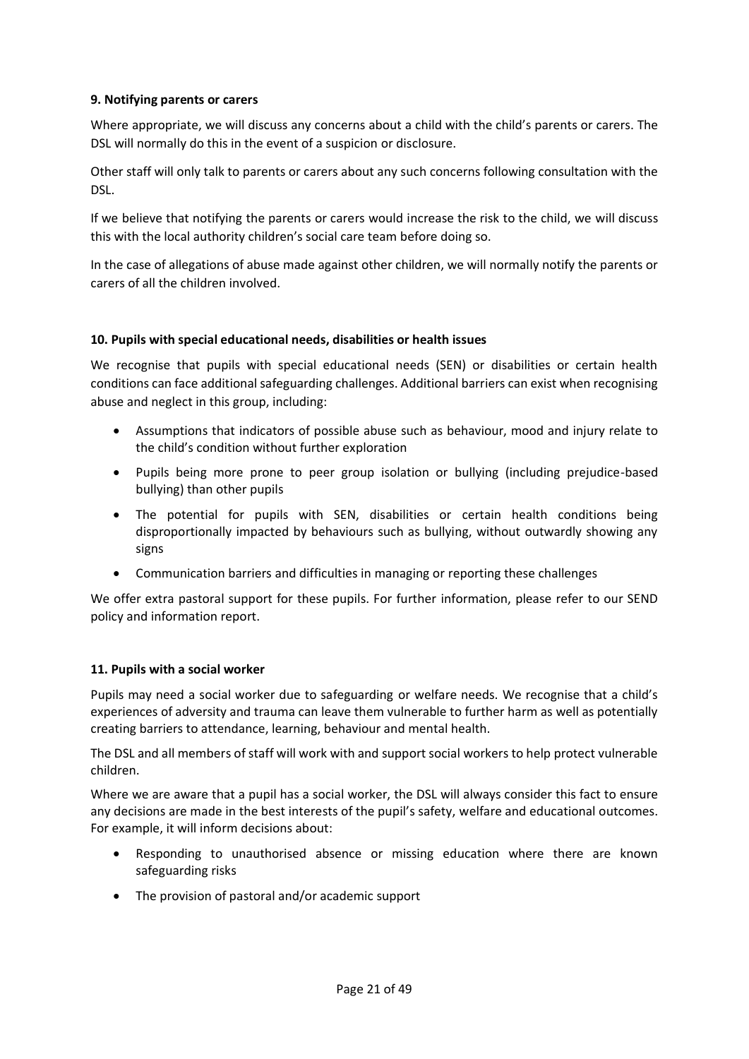**9. Notifying parents or carers**

Where appropriate, we will discuss any concerns about a child with the child's parents or carers. The DSL will normally do this in the event of a suspicion or disclosure.

Other staff will only talk to parents or carers about any such concerns following consultation with the DSL.

If we believe that notifying the parents or carers would increase the risk to the child, we will discuss this with the local authority children's social care team before doing so.

In the case of allegations of abuse made against other children, we will normally notify the parents or carers of all the children involved.

**10. Pupils with special educational needs, disabilities or health issues**

We recognise that pupils with special educational needs (SEN) or disabilities or certain health conditions can face additional safeguarding challenges. Additional barriers can exist when recognising abuse and neglect in this group, including:

- Assumptions that indicators of possible abuse such as behaviour, mood and injury relate to the child's condition without further exploration
- Pupils being more prone to peer group isolation or bullying (including prejudice-based bullying) than other pupils
- The potential for pupils with SEN, disabilities or certain health conditions being disproportionally impacted by behaviours such as bullying, without outwardly showing any signs
- Communication barriers and difficulties in managing or reporting these challenges

We offer extra pastoral support for these pupils. For further information, please refer to our SEND policy and information report.

**11. Pupils with a social worker**

Pupils may need a social worker due to safeguarding or welfare needs. We recognise that a child's experiences of adversity and trauma can leave them vulnerable to further harm as well as potentially creating barriers to attendance, learning, behaviour and mental health.

The DSL and all members of staff will work with and support social workers to help protect vulnerable children.

Where we are aware that a pupil has a social worker, the DSL will always consider this fact to ensure any decisions are made in the best interests of the pupil's safety, welfare and educational outcomes. For example, it will inform decisions about:

- Responding to unauthorised absence or missing education where there are known safeguarding risks
- The provision of pastoral and/or academic support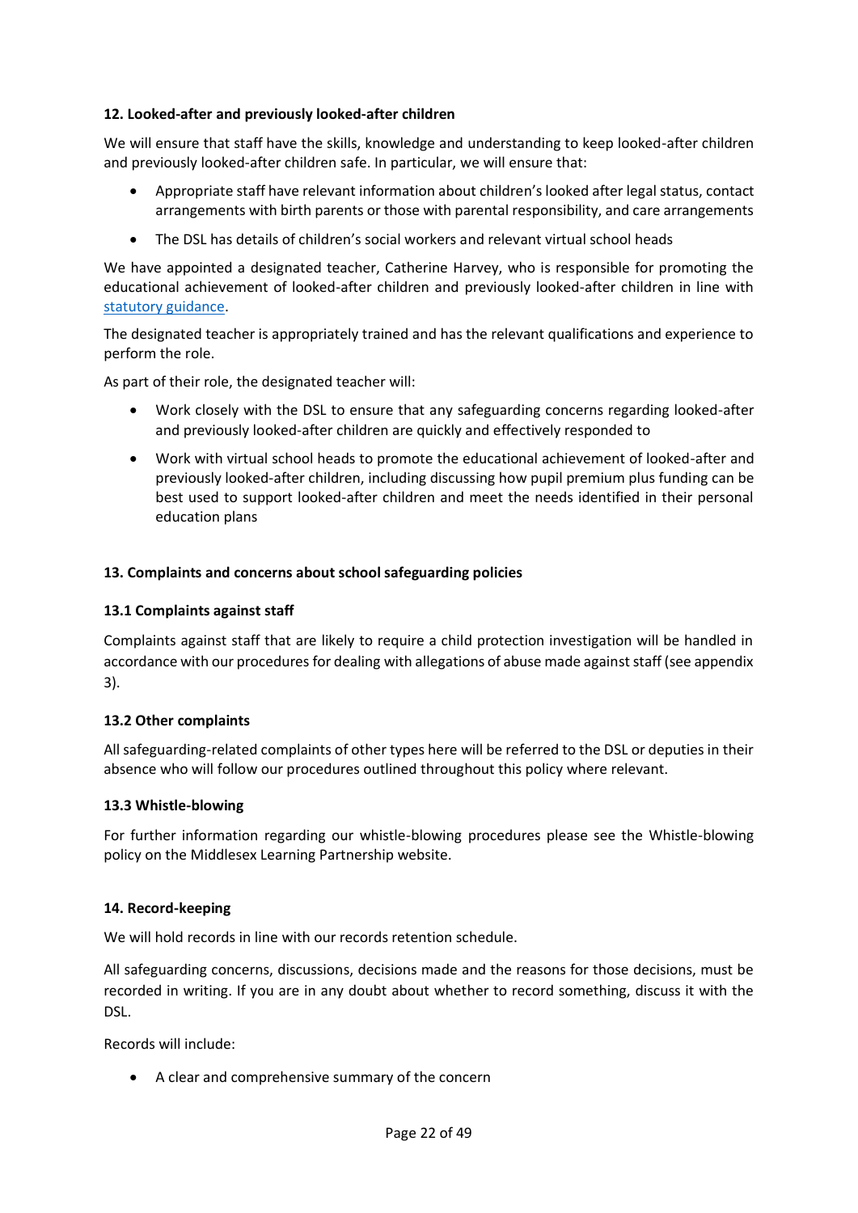**12. Looked-after and previously looked-after children**

We will ensure that staff have the skills, knowledge and understanding to keep looked-after children and previously looked-after children safe. In particular, we will ensure that:

- Appropriate staff have relevant information about children's looked after legal status, contact arrangements with birth parents or those with parental responsibility, and care arrangements
- The DSL has details of children's social workers and relevant virtual school heads

We have appointed a designated teacher, Catherine Harvey, who is responsible for promoting the educational achievement of looked-after children and previously looked-after children in line with statutory guidance.

The designated teacher is appropriately trained and has the relevant qualifications and experience to perform the role.

As part of their role, the designated teacher will:

- Work closely with the DSL to ensure that any safeguarding concerns regarding looked-after and previously looked-after children are quickly and effectively responded to
- Work with virtual school heads to promote the educational achievement of looked-after and previously looked-after children, including discussing how pupil premium plus funding can be best used to support looked-after children and meet the needs identified in their personal education plans

**13. Complaints and concerns about school safeguarding policies**

**13.1 Complaints against staff**

Complaints against staff that are likely to require a child protection investigation will be handled in accordance with our procedures for dealing with allegations of abuse made against staff (see appendix 3).

**13.2 Other complaints**

All safeguarding-related complaints of other types here will be referred to the DSL or deputies in their absence who will follow our procedures outlined throughout this policy where relevant.

**13.3 Whistle-blowing**

For further information regarding our whistle-blowing procedures please see the Whistle-blowing policy on the Middlesex Learning Partnership website.

**14. Record-keeping**

We will hold records in line with our records retention schedule.

All safeguarding concerns, discussions, decisions made and the reasons for those decisions, must be recorded in writing. If you are in any doubt about whether to record something, discuss it with the DSL.

Records will include:

- A clear and comprehensive summary of the concern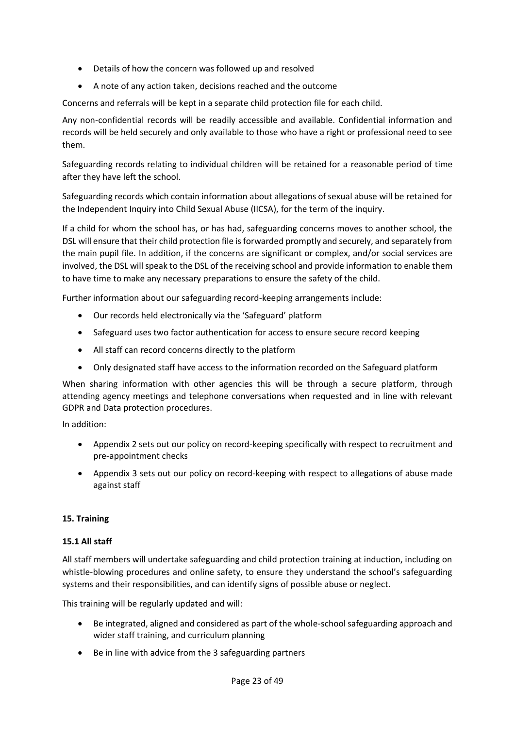- Details of how the concern was followed up and resolved
- A note of any action taken, decisions reached and the outcome

Concerns and referrals will be kept in a separate child protection file for each child.

Any non-confidential records will be readily accessible and available. Confidential information and records will be held securely and only available to those who have a right or professional need to see them.

Safeguarding records relating to individual children will be retained for a reasonable period of time after they have left the school.

Safeguarding records which contain information about allegations of sexual abuse will be retained for the Independent Inquiry into Child Sexual Abuse (IICSA), for the term of the inquiry.

If a child for whom the school has, or has had, safeguarding concerns moves to another school, the DSL will ensure that their child protection file is forwarded promptly and securely, and separately from the main pupil file. In addition, if the concerns are significant or complex, and/or social services are involved, the DSL will speak to the DSL of the receiving school and provide information to enable them to have time to make any necessary preparations to ensure the safety of the child.

Further information about our safeguarding record-keeping arrangements include:

- Our records held electronically via the 'Safeguard' platform
- Safeguard uses two factor authentication for access to ensure secure record keeping
- All staff can record concerns directly to the platform
- Only designated staff have access to the information recorded on the Safeguard platform

When sharing information with other agencies this will be through a secure platform, through attending agency meetings and telephone conversations when requested and in line with relevant GDPR and Data protection procedures.

In addition:

- Appendix 2 sets out our policy on record-keeping specifically with respect to recruitment and pre-appointment checks
- Appendix 3 sets out our policy on record-keeping with respect to allegations of abuse made against staff

## 15. Training

### 15.1 All staff

All staff members will undertake safeguarding and child protection training at induction, including on whistle-blowing procedures and online safety, to ensure they understand the school's safeguarding systems and their responsibilities, and can identify signs of possible abuse or neglect.

This training will be regularly updated and will:

- Be integrated, aligned and considered as part of the whole-school safeguarding approach and wider staff training, and curriculum planning
- Be in line with advice from the 3 safeguarding partners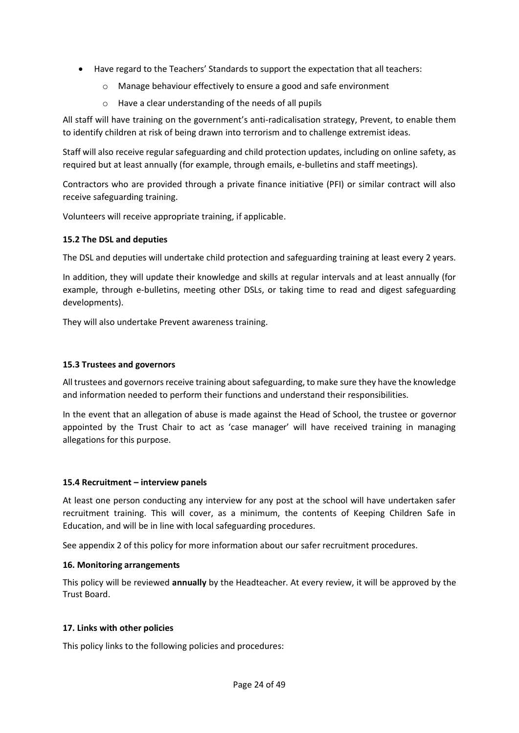- Have regard to the Teachers' Standards to support the expectation that all teachers:
    - Manage behaviour effectively to ensure a good and safe environment
    - Have a clear understanding of the needs of all pupils

All staff will have training on the government's anti-radicalisation strategy, Prevent, to enable them to identify children at risk of being drawn into terrorism and to challenge extremist ideas.

Staff will also receive regular safeguarding and child protection updates, including on online safety, as required but at least annually (for example, through emails, e-bulletins and staff meetings).

Contractors who are provided through a private finance initiative (PFI) or similar contract will also receive safeguarding training.

Volunteers will receive appropriate training, if applicable.

**15.2 The DSL and deputies**

The DSL and deputies will undertake child protection and safeguarding training at least every 2 years.

In addition, they will update their knowledge and skills at regular intervals and at least annually (for example, through e-bulletins, meeting other DSLs, or taking time to read and digest safeguarding developments).

They will also undertake Prevent awareness training.

**15.3 Trustees and governors**

All trustees and governors receive training about safeguarding, to make sure they have the knowledge and information needed to perform their functions and understand their responsibilities.

In the event that an allegation of abuse is made against the Head of School, the trustee or governor appointed by the Trust Chair to act as 'case manager' will have received training in managing allegations for this purpose.

**15.4 Recruitment – interview panels**

At least one person conducting any interview for any post at the school will have undertaken safer recruitment training. This will cover, as a minimum, the contents of Keeping Children Safe in Education, and will be in line with local safeguarding procedures.

See appendix 2 of this policy for more information about our safer recruitment procedures.

**16. Monitoring arrangements**

This policy will be reviewed **annually** by the Headteacher. At every review, it will be approved by the Trust Board.

**17. Links with other policies**

This policy links to the following policies and procedures: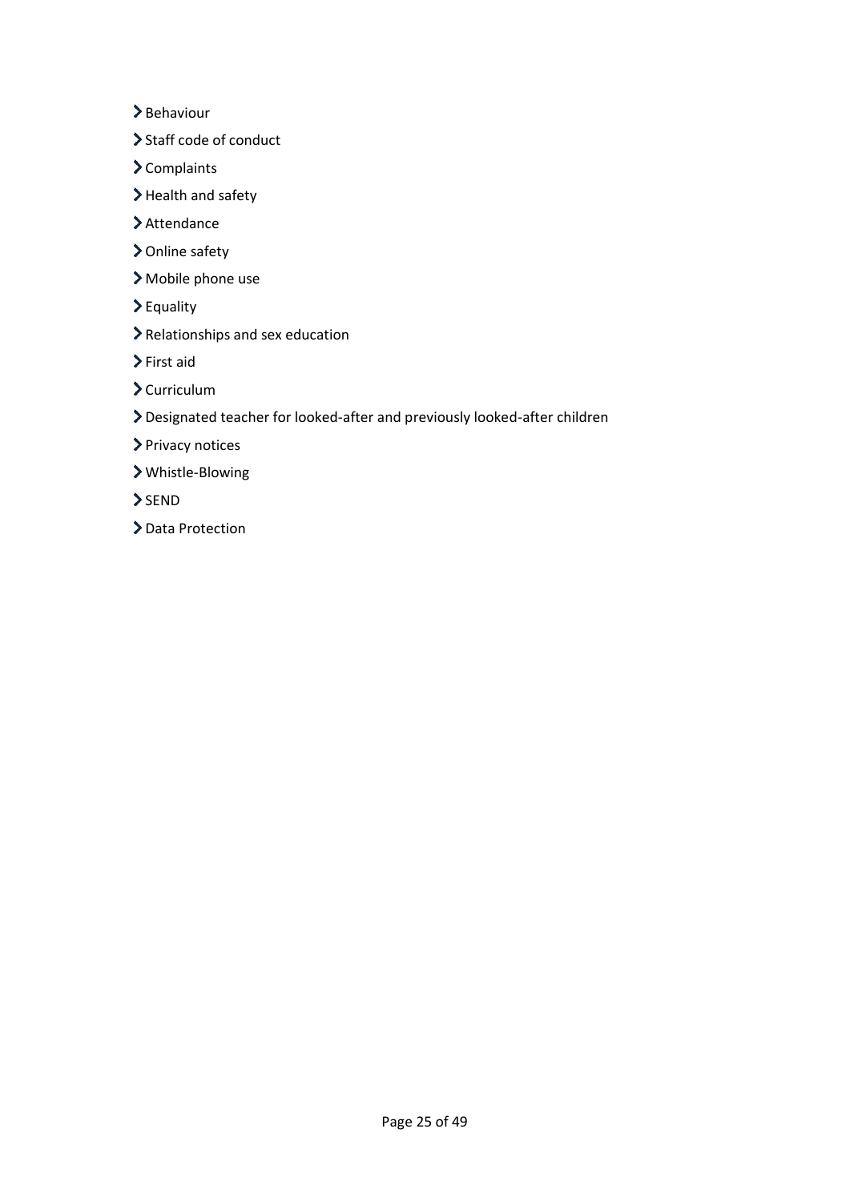- Behaviour
- Staff code of conduct
- Complaints
- Health and safety
- Attendance
- Online safety
- Mobile phone use
- Equality
- Relationships and sex education
- First aid
- Curriculum
- Designated teacher for looked-after and previously looked-after children
- Privacy notices
- Whistle-Blowing
- SEND
- Data Protection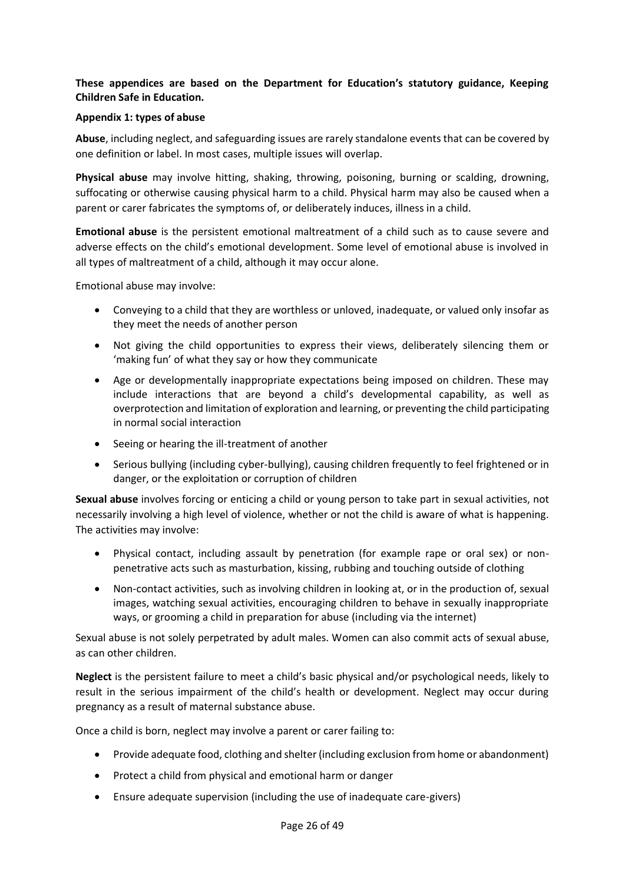**These appendices are based on the Department for Education's statutory guidance, Keeping Children Safe in Education.**

**Appendix 1: types of abuse**

**Abuse**, including neglect, and safeguarding issues are rarely standalone events that can be covered by one definition or label. In most cases, multiple issues will overlap.

**Physical abuse** may involve hitting, shaking, throwing, poisoning, burning or scalding, drowning, suffocating or otherwise causing physical harm to a child. Physical harm may also be caused when a parent or carer fabricates the symptoms of, or deliberately induces, illness in a child.

**Emotional abuse** is the persistent emotional maltreatment of a child such as to cause severe and adverse effects on the child's emotional development. Some level of emotional abuse is involved in all types of maltreatment of a child, although it may occur alone.

Emotional abuse may involve:

- Conveying to a child that they are worthless or unloved, inadequate, or valued only insofar as they meet the needs of another person
- Not giving the child opportunities to express their views, deliberately silencing them or 'making fun' of what they say or how they communicate
- Age or developmentally inappropriate expectations being imposed on children. These may include interactions that are beyond a child's developmental capability, as well as overprotection and limitation of exploration and learning, or preventing the child participating in normal social interaction
- Seeing or hearing the ill-treatment of another
- Serious bullying (including cyber-bullying), causing children frequently to feel frightened or in danger, or the exploitation or corruption of children

**Sexual abuse** involves forcing or enticing a child or young person to take part in sexual activities, not necessarily involving a high level of violence, whether or not the child is aware of what is happening. The activities may involve:

- Physical contact, including assault by penetration (for example rape or oral sex) or non-penetrative acts such as masturbation, kissing, rubbing and touching outside of clothing
- Non-contact activities, such as involving children in looking at, or in the production of, sexual images, watching sexual activities, encouraging children to behave in sexually inappropriate ways, or grooming a child in preparation for abuse (including via the internet)

Sexual abuse is not solely perpetrated by adult males. Women can also commit acts of sexual abuse, as can other children.

**Neglect** is the persistent failure to meet a child's basic physical and/or psychological needs, likely to result in the serious impairment of the child's health or development. Neglect may occur during pregnancy as a result of maternal substance abuse.

Once a child is born, neglect may involve a parent or carer failing to:

- Provide adequate food, clothing and shelter (including exclusion from home or abandonment)
- Protect a child from physical and emotional harm or danger
- Ensure adequate supervision (including the use of inadequate care-givers)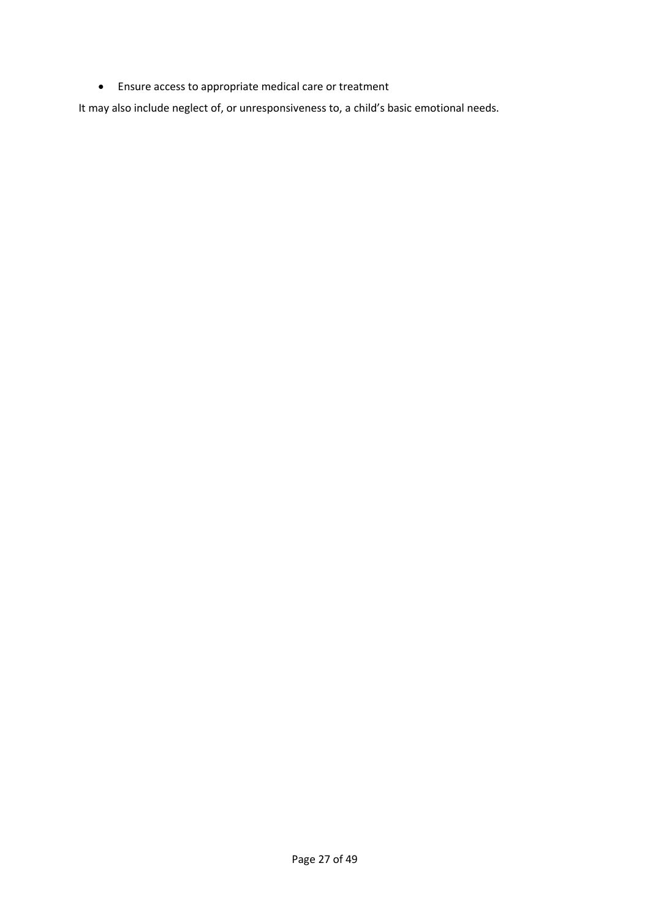- Ensure access to appropriate medical care or treatment

It may also include neglect of, or unresponsiveness to, a child's basic emotional needs.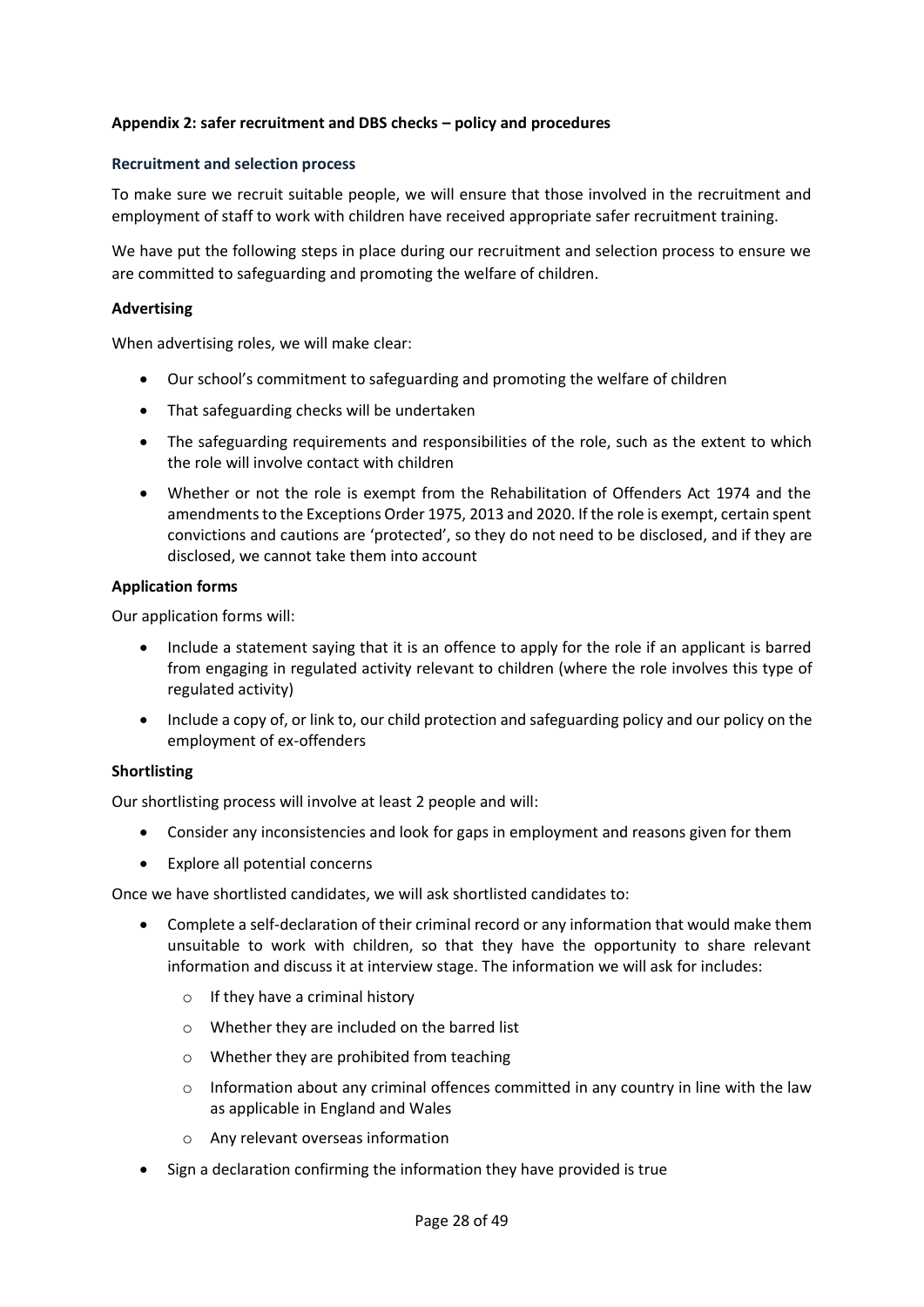**Appendix 2: safer recruitment and DBS checks – policy and procedures**

### Recruitment and selection process

To make sure we recruit suitable people, we will ensure that those involved in the recruitment and employment of staff to work with children have received appropriate safer recruitment training.

We have put the following steps in place during our recruitment and selection process to ensure we are committed to safeguarding and promoting the welfare of children.

**Advertising**

When advertising roles, we will make clear:

- Our school's commitment to safeguarding and promoting the welfare of children
- That safeguarding checks will be undertaken
- The safeguarding requirements and responsibilities of the role, such as the extent to which the role will involve contact with children
- Whether or not the role is exempt from the Rehabilitation of Offenders Act 1974 and the amendments to the Exceptions Order 1975, 2013 and 2020. If the role is exempt, certain spent convictions and cautions are 'protected', so they do not need to be disclosed, and if they are disclosed, we cannot take them into account

**Application forms**

Our application forms will:

- Include a statement saying that it is an offence to apply for the role if an applicant is barred from engaging in regulated activity relevant to children (where the role involves this type of regulated activity)
- Include a copy of, or link to, our child protection and safeguarding policy and our policy on the employment of ex-offenders

**Shortlisting**

Our shortlisting process will involve at least 2 people and will:

- Consider any inconsistencies and look for gaps in employment and reasons given for them
- Explore all potential concerns

Once we have shortlisted candidates, we will ask shortlisted candidates to:

- Complete a self-declaration of their criminal record or any information that would make them unsuitable to work with children, so that they have the opportunity to share relevant information and discuss it at interview stage. The information we will ask for includes:
  - If they have a criminal history
  - Whether they are included on the barred list
  - Whether they are prohibited from teaching
  - Information about any criminal offences committed in any country in line with the law as applicable in England and Wales
  - Any relevant overseas information
- Sign a declaration confirming the information they have provided is true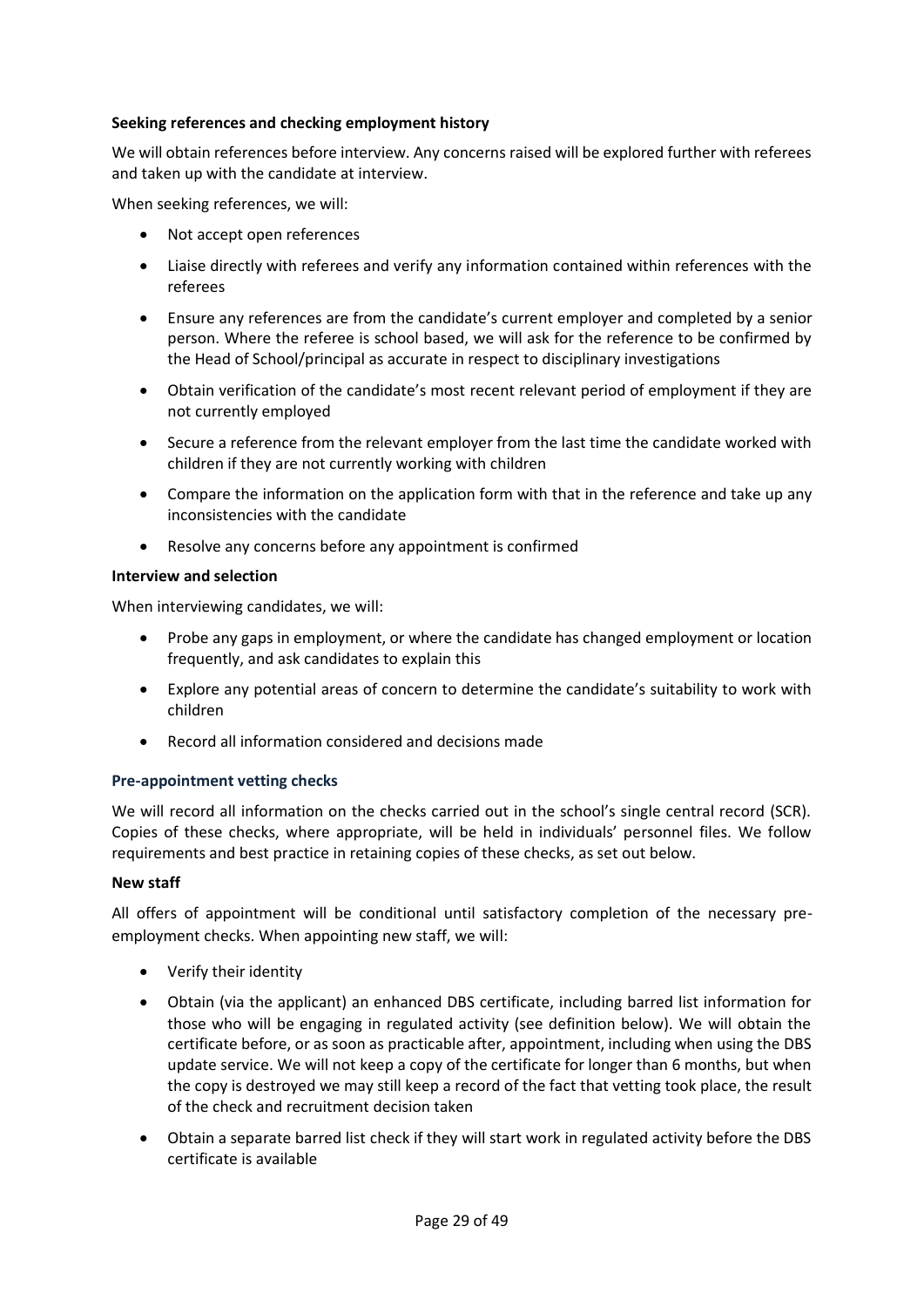**Seeking references and checking employment history**

We will obtain references before interview. Any concerns raised will be explored further with referees and taken up with the candidate at interview.

When seeking references, we will:

- Not accept open references
- Liaise directly with referees and verify any information contained within references with the referees
- Ensure any references are from the candidate's current employer and completed by a senior person. Where the referee is school based, we will ask for the reference to be confirmed by the Head of School/principal as accurate in respect to disciplinary investigations
- Obtain verification of the candidate's most recent relevant period of employment if they are not currently employed
- Secure a reference from the relevant employer from the last time the candidate worked with children if they are not currently working with children
- Compare the information on the application form with that in the reference and take up any inconsistencies with the candidate
- Resolve any concerns before any appointment is confirmed

**Interview and selection**

When interviewing candidates, we will:

- Probe any gaps in employment, or where the candidate has changed employment or location frequently, and ask candidates to explain this
- Explore any potential areas of concern to determine the candidate's suitability to work with children
- Record all information considered and decisions made

**Pre-appointment vetting checks**

We will record all information on the checks carried out in the school's single central record (SCR). Copies of these checks, where appropriate, will be held in individuals' personnel files. We follow requirements and best practice in retaining copies of these checks, as set out below.

**New staff**

All offers of appointment will be conditional until satisfactory completion of the necessary pre-employment checks. When appointing new staff, we will:

- Verify their identity
- Obtain (via the applicant) an enhanced DBS certificate, including barred list information for those who will be engaging in regulated activity (see definition below). We will obtain the certificate before, or as soon as practicable after, appointment, including when using the DBS update service. We will not keep a copy of the certificate for longer than 6 months, but when the copy is destroyed we may still keep a record of the fact that vetting took place, the result of the check and recruitment decision taken
- Obtain a separate barred list check if they will start work in regulated activity before the DBS certificate is available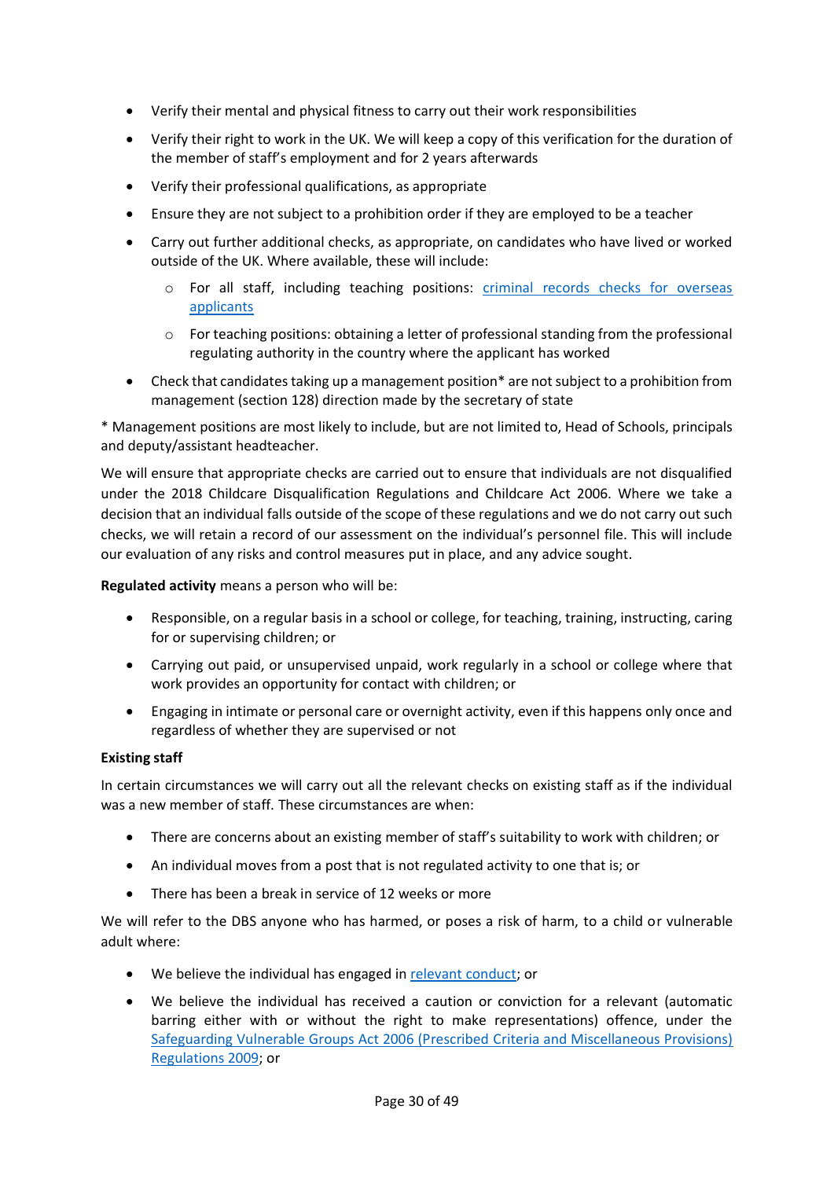- Verify their mental and physical fitness to carry out their work responsibilities
- Verify their right to work in the UK. We will keep a copy of this verification for the duration of the member of staff's employment and for 2 years afterwards
- Verify their professional qualifications, as appropriate
- Ensure they are not subject to a prohibition order if they are employed to be a teacher
- Carry out further additional checks, as appropriate, on candidates who have lived or worked outside of the UK. Where available, these will include:
  - For all staff, including teaching positions: criminal records checks for overseas applicants
  - For teaching positions: obtaining a letter of professional standing from the professional regulating authority in the country where the applicant has worked
- Check that candidates taking up a management position* are not subject to a prohibition from management (section 128) direction made by the secretary of state

* Management positions are most likely to include, but are not limited to, Head of Schools, principals and deputy/assistant headteacher.

We will ensure that appropriate checks are carried out to ensure that individuals are not disqualified under the 2018 Childcare Disqualification Regulations and Childcare Act 2006. Where we take a decision that an individual falls outside of the scope of these regulations and we do not carry out such checks, we will retain a record of our assessment on the individual's personnel file. This will include our evaluation of any risks and control measures put in place, and any advice sought.

**Regulated activity** means a person who will be:

- Responsible, on a regular basis in a school or college, for teaching, training, instructing, caring for or supervising children; or
- Carrying out paid, or unsupervised unpaid, work regularly in a school or college where that work provides an opportunity for contact with children; or
- Engaging in intimate or personal care or overnight activity, even if this happens only once and regardless of whether they are supervised or not

**Existing staff**

In certain circumstances we will carry out all the relevant checks on existing staff as if the individual was a new member of staff. These circumstances are when:

- There are concerns about an existing member of staff's suitability to work with children; or
- An individual moves from a post that is not regulated activity to one that is; or
- There has been a break in service of 12 weeks or more

We will refer to the DBS anyone who has harmed, or poses a risk of harm, to a child or vulnerable adult where:

- We believe the individual has engaged in relevant conduct; or
- We believe the individual has received a caution or conviction for a relevant (automatic barring either with or without the right to make representations) offence, under the Safeguarding Vulnerable Groups Act 2006 (Prescribed Criteria and Miscellaneous Provisions) Regulations 2009; or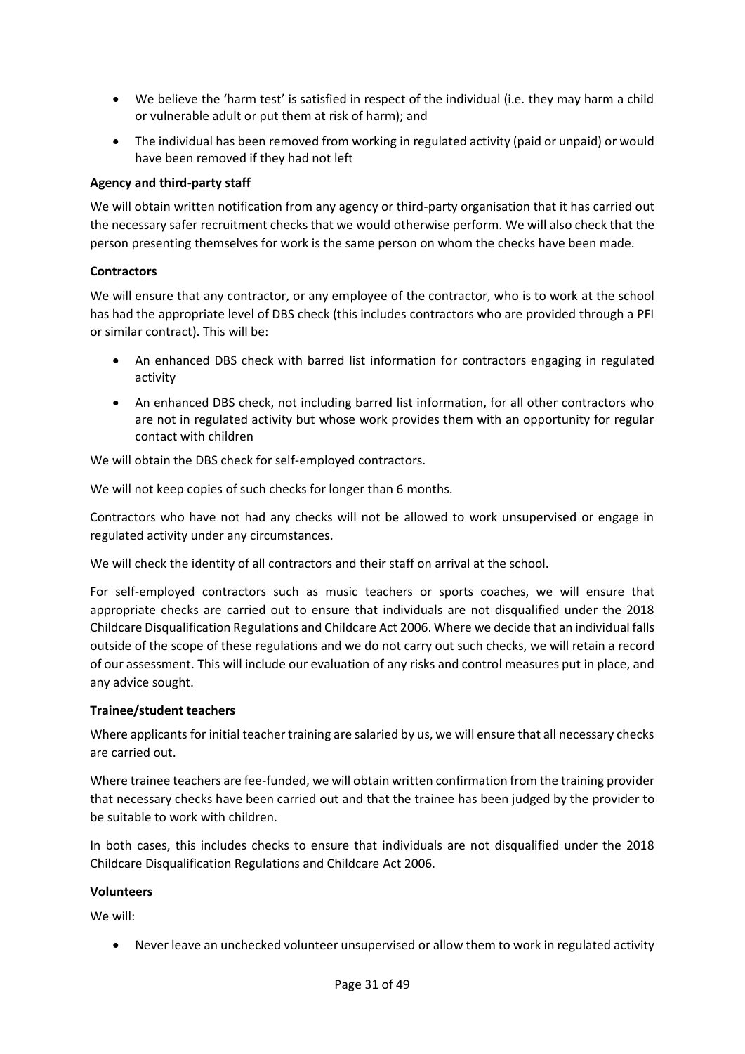- We believe the 'harm test' is satisfied in respect of the individual (i.e. they may harm a child or vulnerable adult or put them at risk of harm); and
- The individual has been removed from working in regulated activity (paid or unpaid) or would have been removed if they had not left

**Agency and third-party staff**

We will obtain written notification from any agency or third-party organisation that it has carried out the necessary safer recruitment checks that we would otherwise perform. We will also check that the person presenting themselves for work is the same person on whom the checks have been made.

**Contractors**

We will ensure that any contractor, or any employee of the contractor, who is to work at the school has had the appropriate level of DBS check (this includes contractors who are provided through a PFI or similar contract). This will be:

- An enhanced DBS check with barred list information for contractors engaging in regulated activity
- An enhanced DBS check, not including barred list information, for all other contractors who are not in regulated activity but whose work provides them with an opportunity for regular contact with children

We will obtain the DBS check for self-employed contractors.

We will not keep copies of such checks for longer than 6 months.

Contractors who have not had any checks will not be allowed to work unsupervised or engage in regulated activity under any circumstances.

We will check the identity of all contractors and their staff on arrival at the school.

For self-employed contractors such as music teachers or sports coaches, we will ensure that appropriate checks are carried out to ensure that individuals are not disqualified under the 2018 Childcare Disqualification Regulations and Childcare Act 2006. Where we decide that an individual falls outside of the scope of these regulations and we do not carry out such checks, we will retain a record of our assessment. This will include our evaluation of any risks and control measures put in place, and any advice sought.

**Trainee/student teachers**

Where applicants for initial teacher training are salaried by us, we will ensure that all necessary checks are carried out.

Where trainee teachers are fee-funded, we will obtain written confirmation from the training provider that necessary checks have been carried out and that the trainee has been judged by the provider to be suitable to work with children.

In both cases, this includes checks to ensure that individuals are not disqualified under the 2018 Childcare Disqualification Regulations and Childcare Act 2006.

**Volunteers**

We will:

- Never leave an unchecked volunteer unsupervised or allow them to work in regulated activity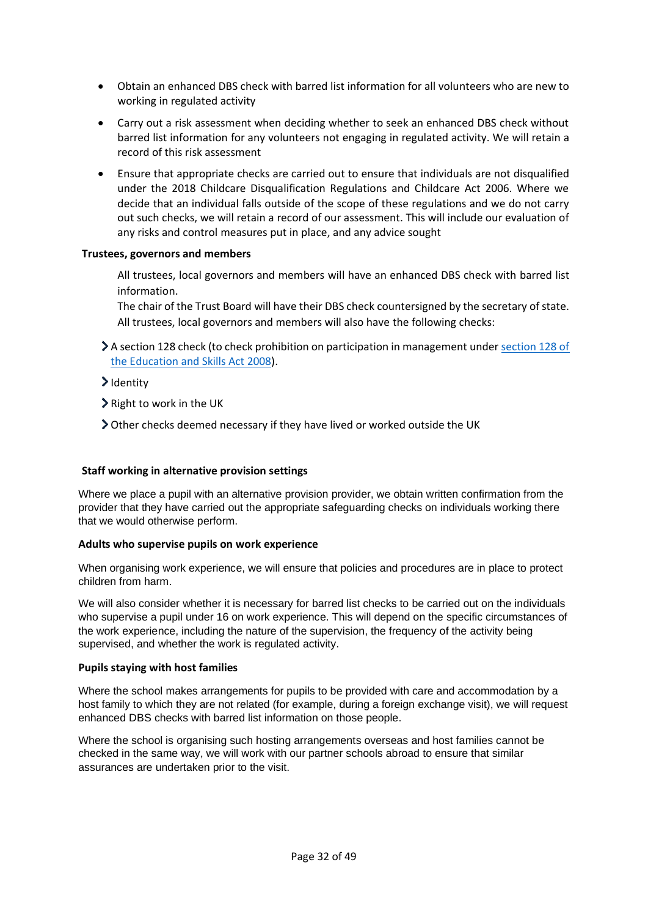- Obtain an enhanced DBS check with barred list information for all volunteers who are new to working in regulated activity
- Carry out a risk assessment when deciding whether to seek an enhanced DBS check without barred list information for any volunteers not engaging in regulated activity. We will retain a record of this risk assessment
- Ensure that appropriate checks are carried out to ensure that individuals are not disqualified under the 2018 Childcare Disqualification Regulations and Childcare Act 2006. Where we decide that an individual falls outside of the scope of these regulations and we do not carry out such checks, we will retain a record of our assessment. This will include our evaluation of any risks and control measures put in place, and any advice sought

**Trustees, governors and members**

All trustees, local governors and members will have an enhanced DBS check with barred list information.

The chair of the Trust Board will have their DBS check countersigned by the secretary of state.

All trustees, local governors and members will also have the following checks:

- A section 128 check (to check prohibition on participation in management under section 128 of the Education and Skills Act 2008).
- Identity
- Right to work in the UK
- Other checks deemed necessary if they have lived or worked outside the UK

**Staff working in alternative provision settings**

Where we place a pupil with an alternative provision provider, we obtain written confirmation from the provider that they have carried out the appropriate safeguarding checks on individuals working there that we would otherwise perform.

**Adults who supervise pupils on work experience**

When organising work experience, we will ensure that policies and procedures are in place to protect children from harm.

We will also consider whether it is necessary for barred list checks to be carried out on the individuals who supervise a pupil under 16 on work experience. This will depend on the specific circumstances of the work experience, including the nature of the supervision, the frequency of the activity being supervised, and whether the work is regulated activity.

**Pupils staying with host families**

Where the school makes arrangements for pupils to be provided with care and accommodation by a host family to which they are not related (for example, during a foreign exchange visit), we will request enhanced DBS checks with barred list information on those people.

Where the school is organising such hosting arrangements overseas and host families cannot be checked in the same way, we will work with our partner schools abroad to ensure that similar assurances are undertaken prior to the visit.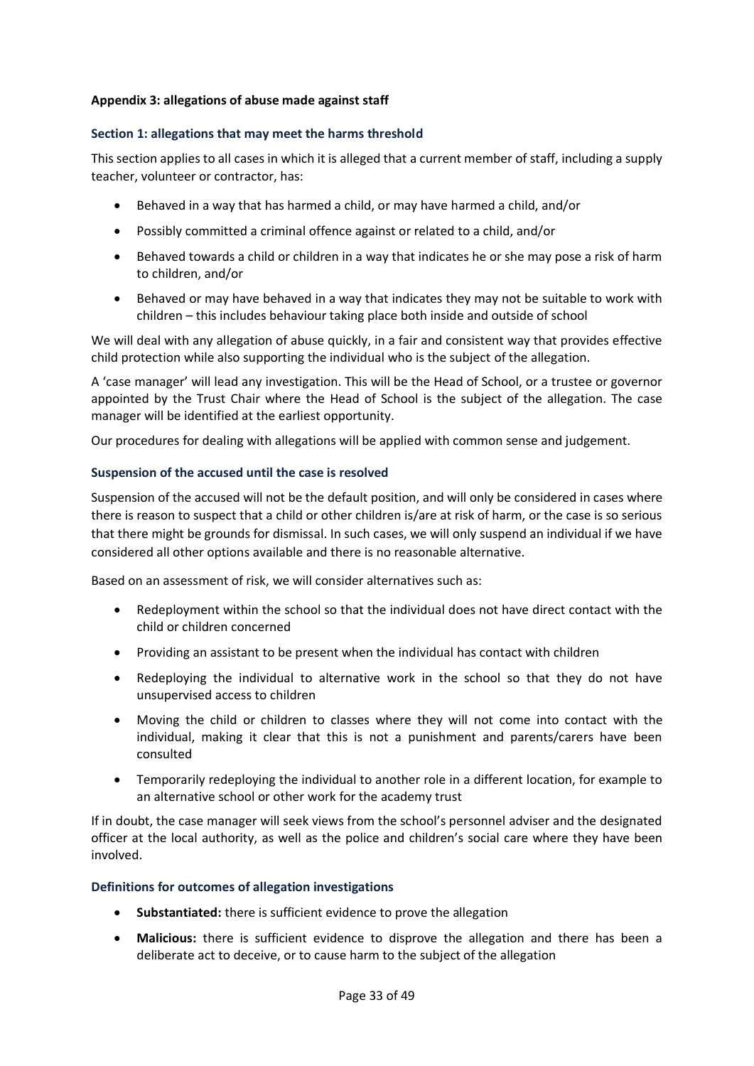**Appendix 3: allegations of abuse made against staff**

### Section 1: allegations that may meet the harms threshold

This section applies to all cases in which it is alleged that a current member of staff, including a supply teacher, volunteer or contractor, has:

- Behaved in a way that has harmed a child, or may have harmed a child, and/or
- Possibly committed a criminal offence against or related to a child, and/or
- Behaved towards a child or children in a way that indicates he or she may pose a risk of harm to children, and/or
- Behaved or may have behaved in a way that indicates they may not be suitable to work with children – this includes behaviour taking place both inside and outside of school

We will deal with any allegation of abuse quickly, in a fair and consistent way that provides effective child protection while also supporting the individual who is the subject of the allegation.

A 'case manager' will lead any investigation. This will be the Head of School, or a trustee or governor appointed by the Trust Chair where the Head of School is the subject of the allegation. The case manager will be identified at the earliest opportunity.

Our procedures for dealing with allegations will be applied with common sense and judgement.

### Suspension of the accused until the case is resolved

Suspension of the accused will not be the default position, and will only be considered in cases where there is reason to suspect that a child or other children is/are at risk of harm, or the case is so serious that there might be grounds for dismissal. In such cases, we will only suspend an individual if we have considered all other options available and there is no reasonable alternative.

Based on an assessment of risk, we will consider alternatives such as:

- Redeployment within the school so that the individual does not have direct contact with the child or children concerned
- Providing an assistant to be present when the individual has contact with children
- Redeploying the individual to alternative work in the school so that they do not have unsupervised access to children
- Moving the child or children to classes where they will not come into contact with the individual, making it clear that this is not a punishment and parents/carers have been consulted
- Temporarily redeploying the individual to another role in a different location, for example to an alternative school or other work for the academy trust

If in doubt, the case manager will seek views from the school's personnel adviser and the designated officer at the local authority, as well as the police and children's social care where they have been involved.

### Definitions for outcomes of allegation investigations

- **Substantiated:** there is sufficient evidence to prove the allegation
- **Malicious:** there is sufficient evidence to disprove the allegation and there has been a deliberate act to deceive, or to cause harm to the subject of the allegation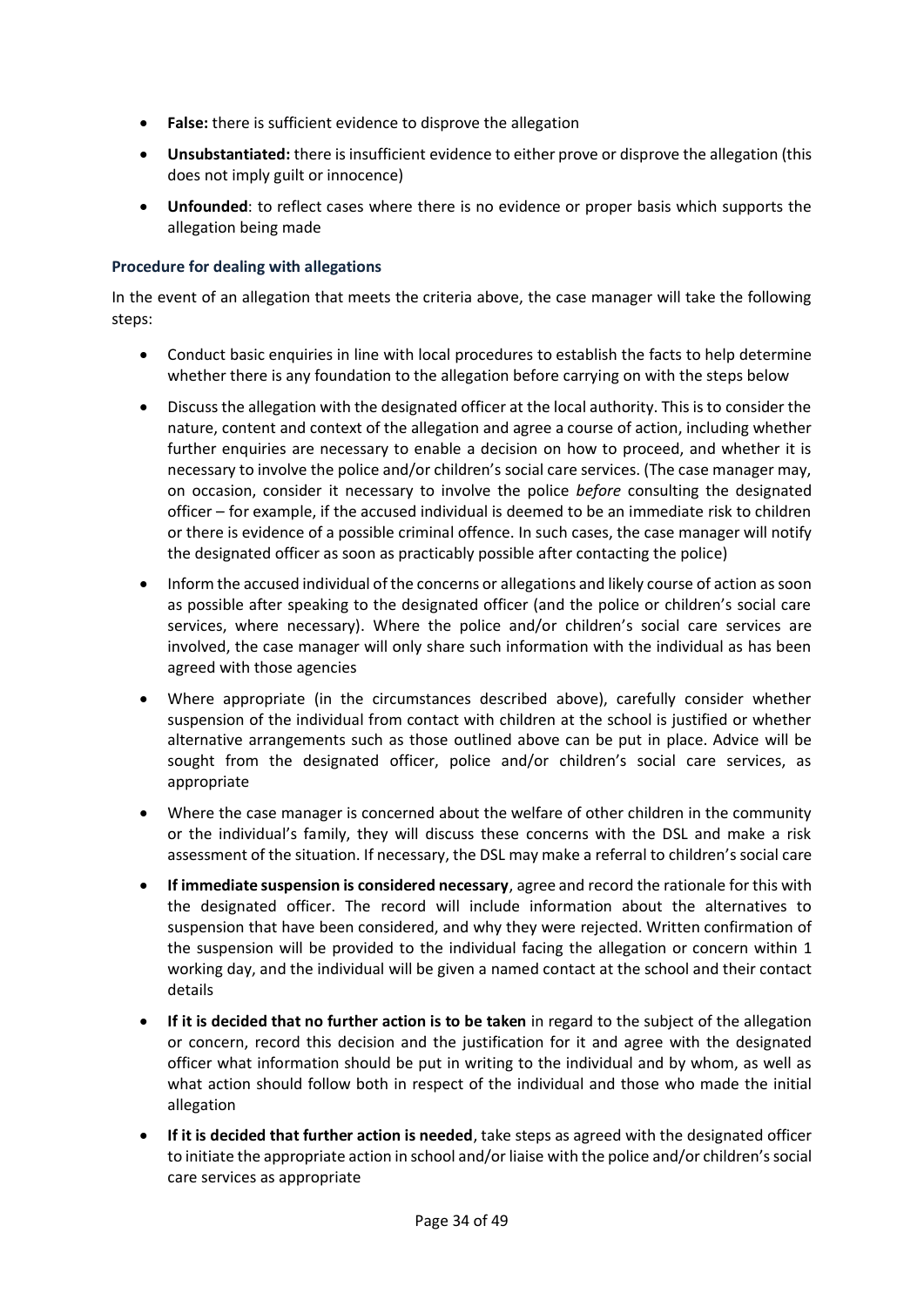- **False:** there is sufficient evidence to disprove the allegation
- **Unsubstantiated:** there is insufficient evidence to either prove or disprove the allegation (this does not imply guilt or innocence)
- **Unfounded**: to reflect cases where there is no evidence or proper basis which supports the allegation being made

### Procedure for dealing with allegations

In the event of an allegation that meets the criteria above, the case manager will take the following steps:

- Conduct basic enquiries in line with local procedures to establish the facts to help determine whether there is any foundation to the allegation before carrying on with the steps below
- Discuss the allegation with the designated officer at the local authority. This is to consider the nature, content and context of the allegation and agree a course of action, including whether further enquiries are necessary to enable a decision on how to proceed, and whether it is necessary to involve the police and/or children's social care services. (The case manager may, on occasion, consider it necessary to involve the police *before* consulting the designated officer – for example, if the accused individual is deemed to be an immediate risk to children or there is evidence of a possible criminal offence. In such cases, the case manager will notify the designated officer as soon as practicably possible after contacting the police)
- Inform the accused individual of the concerns or allegations and likely course of action as soon as possible after speaking to the designated officer (and the police or children's social care services, where necessary). Where the police and/or children's social care services are involved, the case manager will only share such information with the individual as has been agreed with those agencies
- Where appropriate (in the circumstances described above), carefully consider whether suspension of the individual from contact with children at the school is justified or whether alternative arrangements such as those outlined above can be put in place. Advice will be sought from the designated officer, police and/or children's social care services, as appropriate
- Where the case manager is concerned about the welfare of other children in the community or the individual's family, they will discuss these concerns with the DSL and make a risk assessment of the situation. If necessary, the DSL may make a referral to children's social care
- **If immediate suspension is considered necessary**, agree and record the rationale for this with the designated officer. The record will include information about the alternatives to suspension that have been considered, and why they were rejected. Written confirmation of the suspension will be provided to the individual facing the allegation or concern within 1 working day, and the individual will be given a named contact at the school and their contact details
- **If it is decided that no further action is to be taken** in regard to the subject of the allegation or concern, record this decision and the justification for it and agree with the designated officer what information should be put in writing to the individual and by whom, as well as what action should follow both in respect of the individual and those who made the initial allegation
- **If it is decided that further action is needed**, take steps as agreed with the designated officer to initiate the appropriate action in school and/or liaise with the police and/or children's social care services as appropriate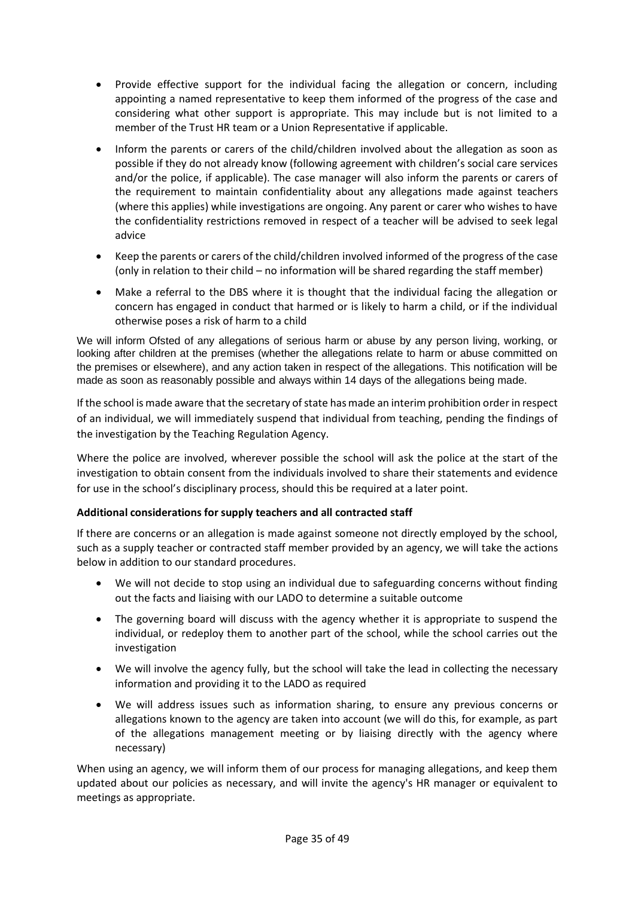- Provide effective support for the individual facing the allegation or concern, including appointing a named representative to keep them informed of the progress of the case and considering what other support is appropriate. This may include but is not limited to a member of the Trust HR team or a Union Representative if applicable.
- Inform the parents or carers of the child/children involved about the allegation as soon as possible if they do not already know (following agreement with children's social care services and/or the police, if applicable). The case manager will also inform the parents or carers of the requirement to maintain confidentiality about any allegations made against teachers (where this applies) while investigations are ongoing. Any parent or carer who wishes to have the confidentiality restrictions removed in respect of a teacher will be advised to seek legal advice
- Keep the parents or carers of the child/children involved informed of the progress of the case (only in relation to their child – no information will be shared regarding the staff member)
- Make a referral to the DBS where it is thought that the individual facing the allegation or concern has engaged in conduct that harmed or is likely to harm a child, or if the individual otherwise poses a risk of harm to a child

We will inform Ofsted of any allegations of serious harm or abuse by any person living, working, or looking after children at the premises (whether the allegations relate to harm or abuse committed on the premises or elsewhere), and any action taken in respect of the allegations. This notification will be made as soon as reasonably possible and always within 14 days of the allegations being made.

If the school is made aware that the secretary of state has made an interim prohibition order in respect of an individual, we will immediately suspend that individual from teaching, pending the findings of the investigation by the Teaching Regulation Agency.

Where the police are involved, wherever possible the school will ask the police at the start of the investigation to obtain consent from the individuals involved to share their statements and evidence for use in the school's disciplinary process, should this be required at a later point.

**Additional considerations for supply teachers and all contracted staff**

If there are concerns or an allegation is made against someone not directly employed by the school, such as a supply teacher or contracted staff member provided by an agency, we will take the actions below in addition to our standard procedures.

- We will not decide to stop using an individual due to safeguarding concerns without finding out the facts and liaising with our LADO to determine a suitable outcome
- The governing board will discuss with the agency whether it is appropriate to suspend the individual, or redeploy them to another part of the school, while the school carries out the investigation
- We will involve the agency fully, but the school will take the lead in collecting the necessary information and providing it to the LADO as required
- We will address issues such as information sharing, to ensure any previous concerns or allegations known to the agency are taken into account (we will do this, for example, as part of the allegations management meeting or by liaising directly with the agency where necessary)

When using an agency, we will inform them of our process for managing allegations, and keep them updated about our policies as necessary, and will invite the agency's HR manager or equivalent to meetings as appropriate.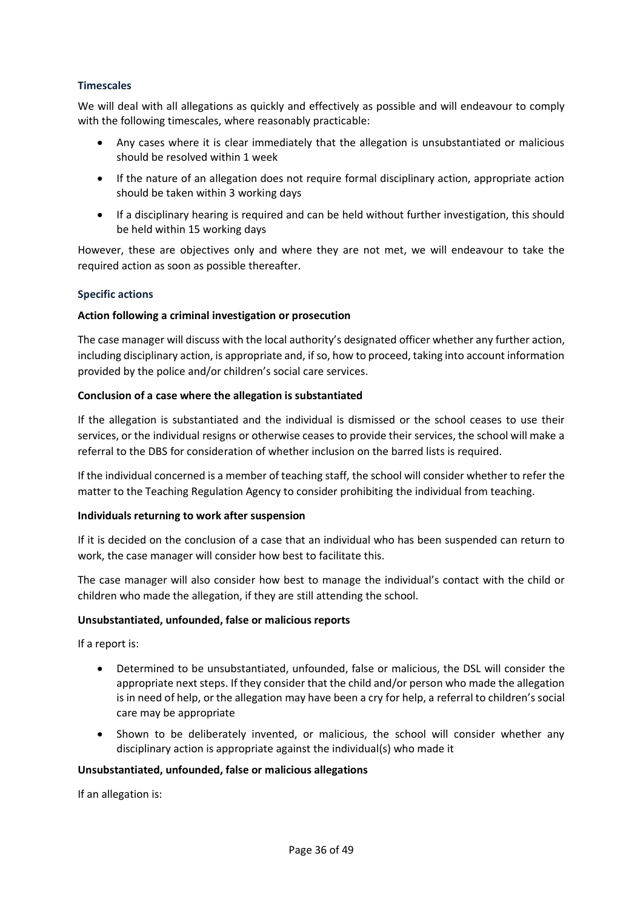### Timescales

We will deal with all allegations as quickly and effectively as possible and will endeavour to comply with the following timescales, where reasonably practicable:

- Any cases where it is clear immediately that the allegation is unsubstantiated or malicious should be resolved within 1 week
- If the nature of an allegation does not require formal disciplinary action, appropriate action should be taken within 3 working days
- If a disciplinary hearing is required and can be held without further investigation, this should be held within 15 working days

However, these are objectives only and where they are not met, we will endeavour to take the required action as soon as possible thereafter.

### Specific actions

**Action following a criminal investigation or prosecution**

The case manager will discuss with the local authority's designated officer whether any further action, including disciplinary action, is appropriate and, if so, how to proceed, taking into account information provided by the police and/or children's social care services.

**Conclusion of a case where the allegation is substantiated**

If the allegation is substantiated and the individual is dismissed or the school ceases to use their services, or the individual resigns or otherwise ceases to provide their services, the school will make a referral to the DBS for consideration of whether inclusion on the barred lists is required.

If the individual concerned is a member of teaching staff, the school will consider whether to refer the matter to the Teaching Regulation Agency to consider prohibiting the individual from teaching.

**Individuals returning to work after suspension**

If it is decided on the conclusion of a case that an individual who has been suspended can return to work, the case manager will consider how best to facilitate this.

The case manager will also consider how best to manage the individual's contact with the child or children who made the allegation, if they are still attending the school.

**Unsubstantiated, unfounded, false or malicious reports**

If a report is:

- Determined to be unsubstantiated, unfounded, false or malicious, the DSL will consider the appropriate next steps. If they consider that the child and/or person who made the allegation is in need of help, or the allegation may have been a cry for help, a referral to children's social care may be appropriate
- Shown to be deliberately invented, or malicious, the school will consider whether any disciplinary action is appropriate against the individual(s) who made it

**Unsubstantiated, unfounded, false or malicious allegations**

If an allegation is: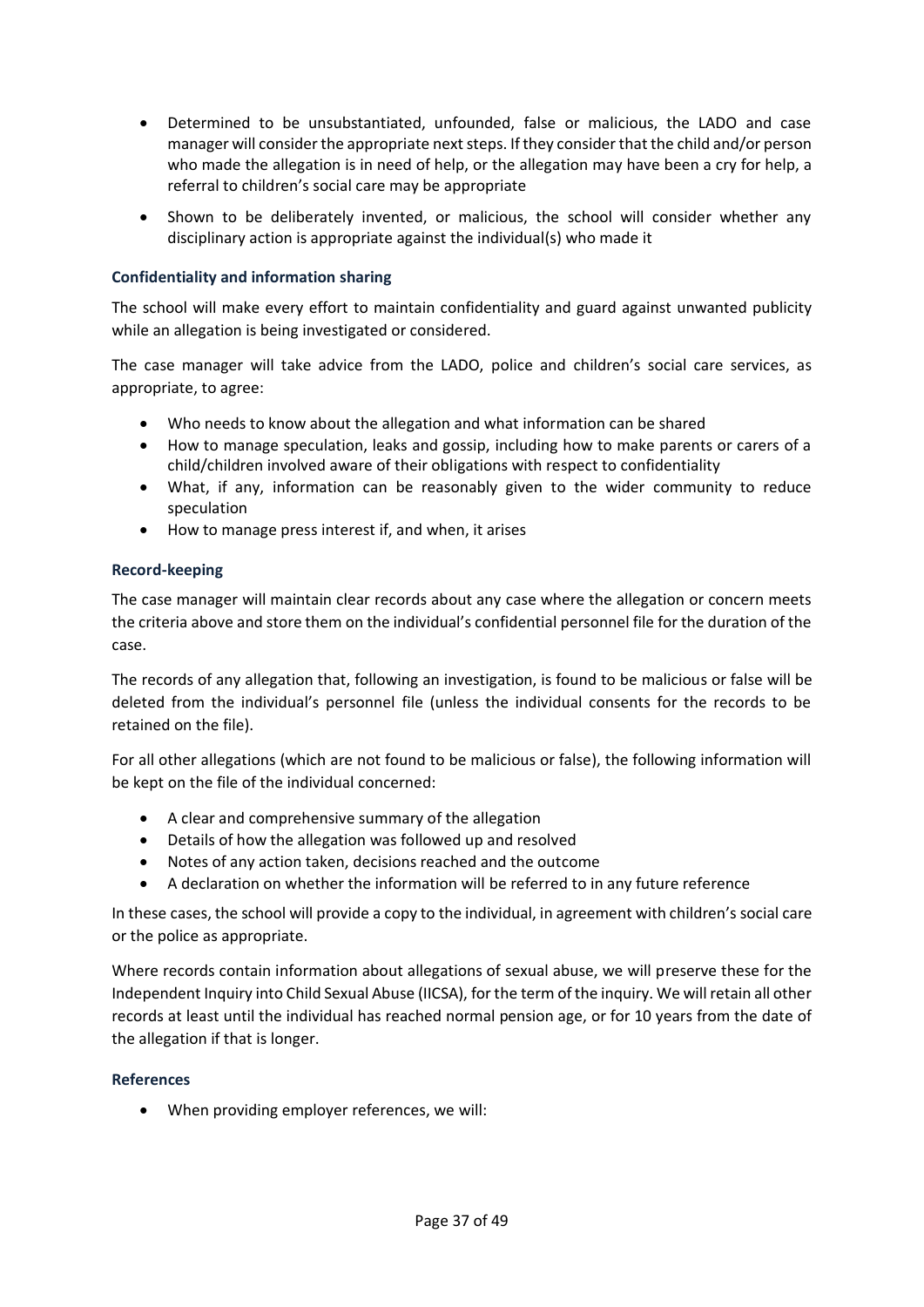- Determined to be unsubstantiated, unfounded, false or malicious, the LADO and case manager will consider the appropriate next steps. If they consider that the child and/or person who made the allegation is in need of help, or the allegation may have been a cry for help, a referral to children's social care may be appropriate
- Shown to be deliberately invented, or malicious, the school will consider whether any disciplinary action is appropriate against the individual(s) who made it

### Confidentiality and information sharing

The school will make every effort to maintain confidentiality and guard against unwanted publicity while an allegation is being investigated or considered.

The case manager will take advice from the LADO, police and children's social care services, as appropriate, to agree:

- Who needs to know about the allegation and what information can be shared
- How to manage speculation, leaks and gossip, including how to make parents or carers of a child/children involved aware of their obligations with respect to confidentiality
- What, if any, information can be reasonably given to the wider community to reduce speculation
- How to manage press interest if, and when, it arises

### Record-keeping

The case manager will maintain clear records about any case where the allegation or concern meets the criteria above and store them on the individual's confidential personnel file for the duration of the case.

The records of any allegation that, following an investigation, is found to be malicious or false will be deleted from the individual's personnel file (unless the individual consents for the records to be retained on the file).

For all other allegations (which are not found to be malicious or false), the following information will be kept on the file of the individual concerned:

- A clear and comprehensive summary of the allegation
- Details of how the allegation was followed up and resolved
- Notes of any action taken, decisions reached and the outcome
- A declaration on whether the information will be referred to in any future reference

In these cases, the school will provide a copy to the individual, in agreement with children's social care or the police as appropriate.

Where records contain information about allegations of sexual abuse, we will preserve these for the Independent Inquiry into Child Sexual Abuse (IICSA), for the term of the inquiry. We will retain all other records at least until the individual has reached normal pension age, or for 10 years from the date of the allegation if that is longer.

### References

- When providing employer references, we will: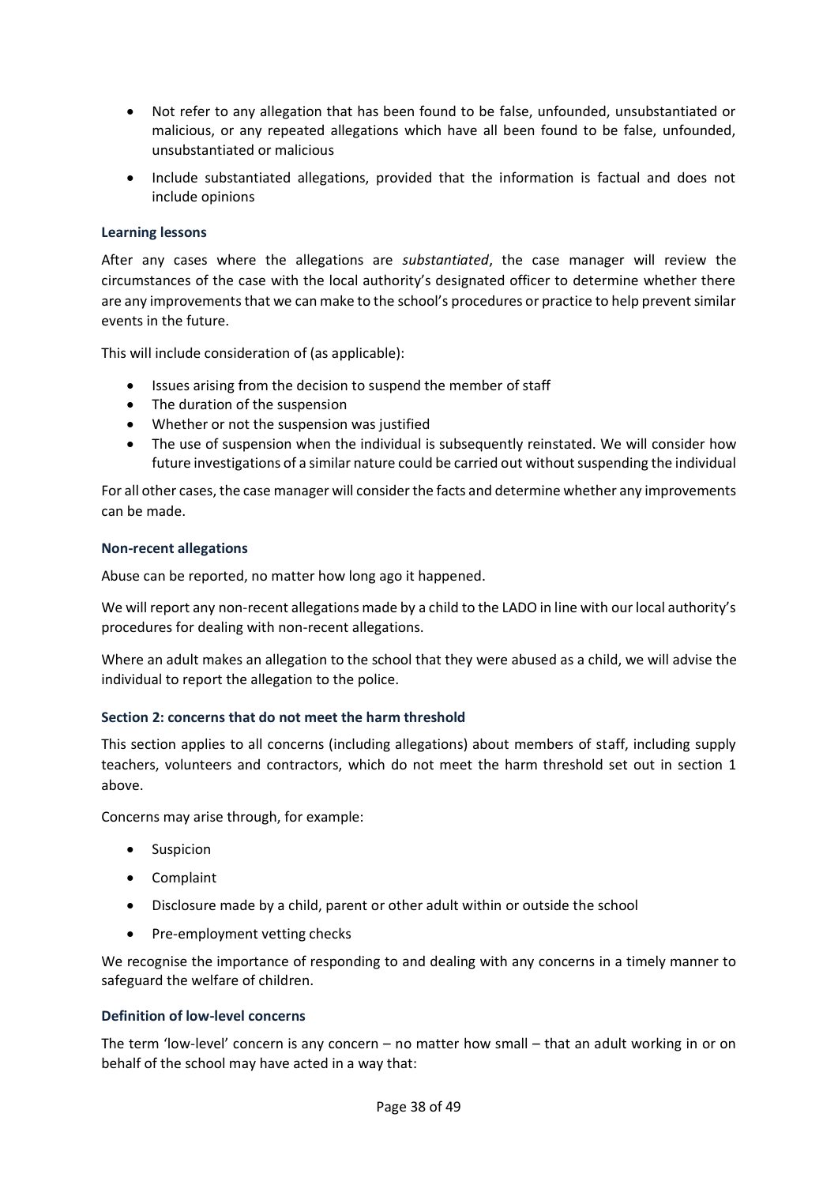- Not refer to any allegation that has been found to be false, unfounded, unsubstantiated or malicious, or any repeated allegations which have all been found to be false, unfounded, unsubstantiated or malicious
- Include substantiated allegations, provided that the information is factual and does not include opinions

#### Learning lessons

After any cases where the allegations are *substantiated*, the case manager will review the circumstances of the case with the local authority's designated officer to determine whether there are any improvements that we can make to the school's procedures or practice to help prevent similar events in the future.

This will include consideration of (as applicable):

- Issues arising from the decision to suspend the member of staff
- The duration of the suspension
- Whether or not the suspension was justified
- The use of suspension when the individual is subsequently reinstated. We will consider how future investigations of a similar nature could be carried out without suspending the individual

For all other cases, the case manager will consider the facts and determine whether any improvements can be made.

#### Non-recent allegations

Abuse can be reported, no matter how long ago it happened.

We will report any non-recent allegations made by a child to the LADO in line with our local authority's procedures for dealing with non-recent allegations.

Where an adult makes an allegation to the school that they were abused as a child, we will advise the individual to report the allegation to the police.

#### Section 2: concerns that do not meet the harm threshold

This section applies to all concerns (including allegations) about members of staff, including supply teachers, volunteers and contractors, which do not meet the harm threshold set out in section 1 above.

Concerns may arise through, for example:

- Suspicion
- Complaint
- Disclosure made by a child, parent or other adult within or outside the school
- Pre-employment vetting checks

We recognise the importance of responding to and dealing with any concerns in a timely manner to safeguard the welfare of children.

#### Definition of low-level concerns

The term 'low-level' concern is any concern – no matter how small – that an adult working in or on behalf of the school may have acted in a way that: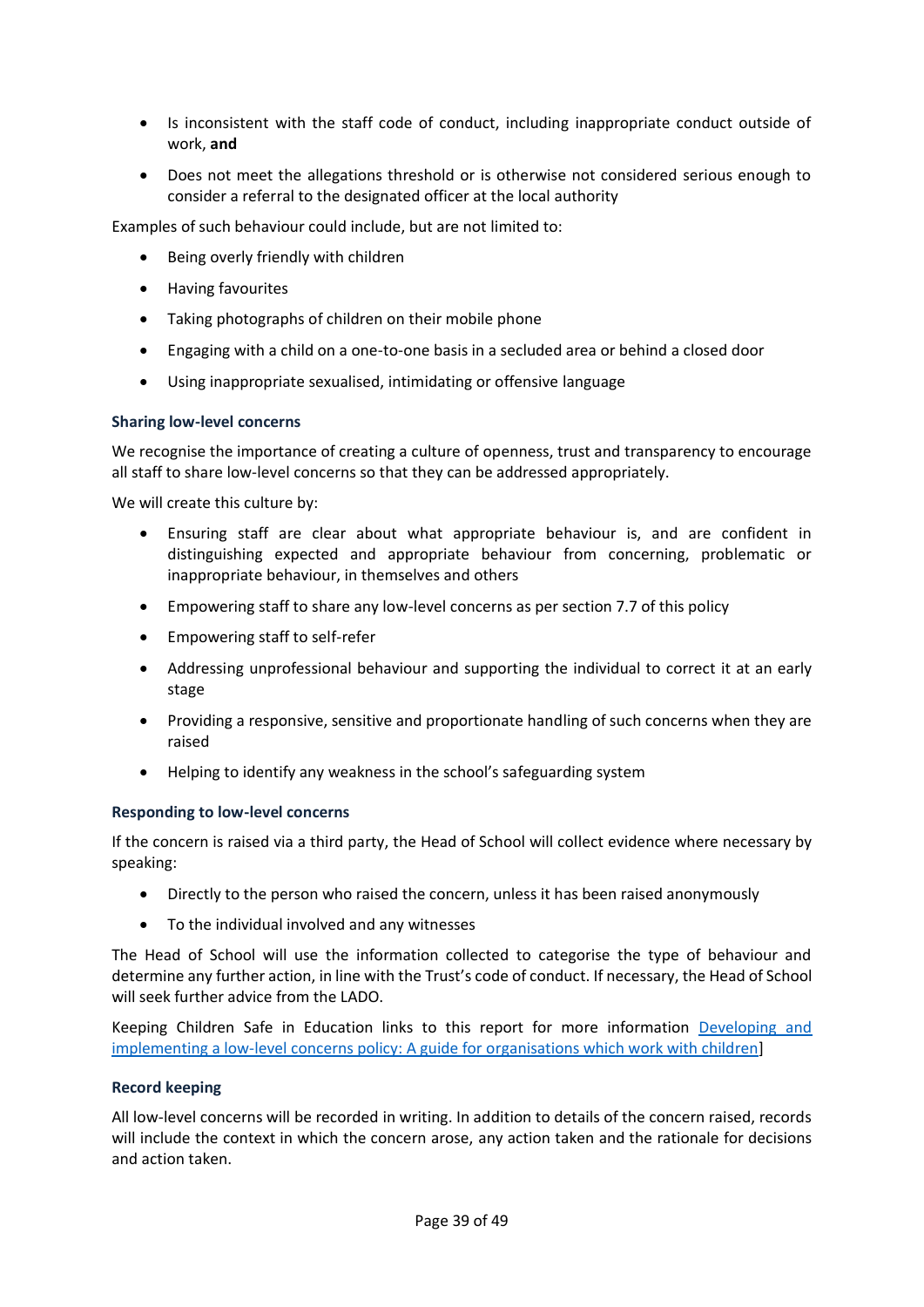- Is inconsistent with the staff code of conduct, including inappropriate conduct outside of work, **and**
- Does not meet the allegations threshold or is otherwise not considered serious enough to consider a referral to the designated officer at the local authority

Examples of such behaviour could include, but are not limited to:

- Being overly friendly with children
- Having favourites
- Taking photographs of children on their mobile phone
- Engaging with a child on a one-to-one basis in a secluded area or behind a closed door
- Using inappropriate sexualised, intimidating or offensive language

### Sharing low-level concerns

We recognise the importance of creating a culture of openness, trust and transparency to encourage all staff to share low-level concerns so that they can be addressed appropriately.

We will create this culture by:

- Ensuring staff are clear about what appropriate behaviour is, and are confident in distinguishing expected and appropriate behaviour from concerning, problematic or inappropriate behaviour, in themselves and others
- Empowering staff to share any low-level concerns as per section 7.7 of this policy
- Empowering staff to self-refer
- Addressing unprofessional behaviour and supporting the individual to correct it at an early stage
- Providing a responsive, sensitive and proportionate handling of such concerns when they are raised
- Helping to identify any weakness in the school's safeguarding system

### Responding to low-level concerns

If the concern is raised via a third party, the Head of School will collect evidence where necessary by speaking:

- Directly to the person who raised the concern, unless it has been raised anonymously
- To the individual involved and any witnesses

The Head of School will use the information collected to categorise the type of behaviour and determine any further action, in line with the Trust's code of conduct. If necessary, the Head of School will seek further advice from the LADO.

Keeping Children Safe in Education links to this report for more information Developing and implementing a low-level concerns policy: A guide for organisations which work with children]

### Record keeping

All low-level concerns will be recorded in writing. In addition to details of the concern raised, records will include the context in which the concern arose, any action taken and the rationale for decisions and action taken.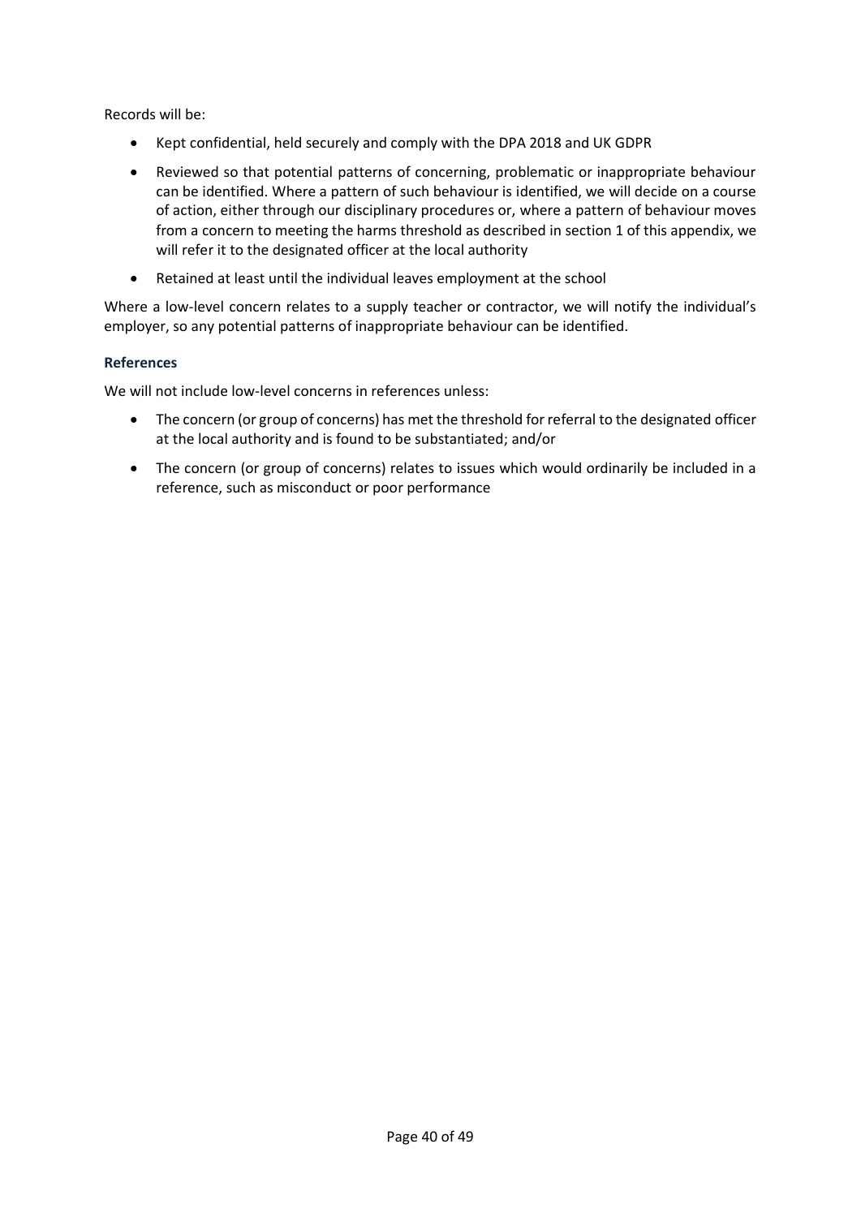Records will be:

- Kept confidential, held securely and comply with the DPA 2018 and UK GDPR
- Reviewed so that potential patterns of concerning, problematic or inappropriate behaviour can be identified. Where a pattern of such behaviour is identified, we will decide on a course of action, either through our disciplinary procedures or, where a pattern of behaviour moves from a concern to meeting the harms threshold as described in section 1 of this appendix, we will refer it to the designated officer at the local authority
- Retained at least until the individual leaves employment at the school

Where a low-level concern relates to a supply teacher or contractor, we will notify the individual's employer, so any potential patterns of inappropriate behaviour can be identified.

### References

We will not include low-level concerns in references unless:

- The concern (or group of concerns) has met the threshold for referral to the designated officer at the local authority and is found to be substantiated; and/or
- The concern (or group of concerns) relates to issues which would ordinarily be included in a reference, such as misconduct or poor performance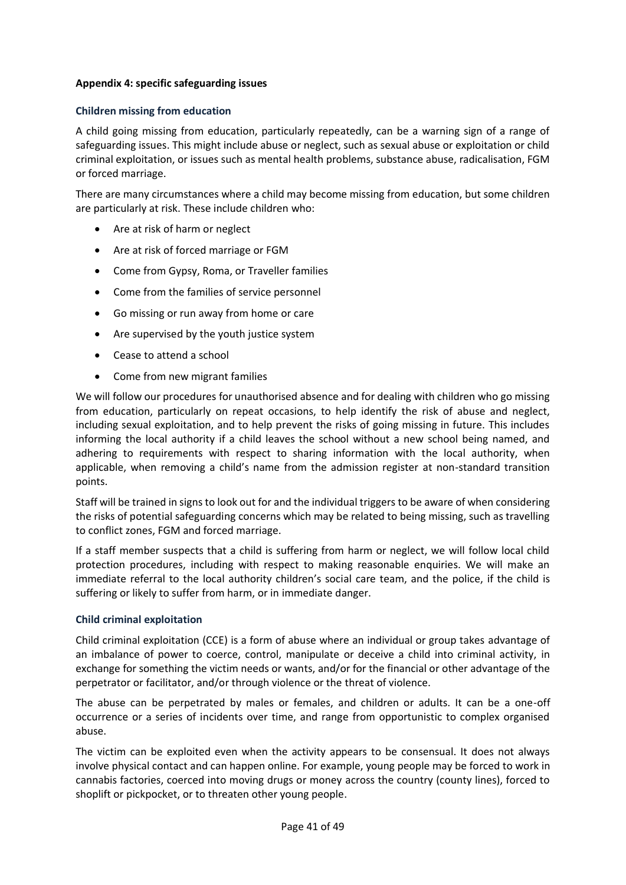## Appendix 4: specific safeguarding issues

### Children missing from education

A child going missing from education, particularly repeatedly, can be a warning sign of a range of safeguarding issues. This might include abuse or neglect, such as sexual abuse or exploitation or child criminal exploitation, or issues such as mental health problems, substance abuse, radicalisation, FGM or forced marriage.

There are many circumstances where a child may become missing from education, but some children are particularly at risk. These include children who:

- Are at risk of harm or neglect
- Are at risk of forced marriage or FGM
- Come from Gypsy, Roma, or Traveller families
- Come from the families of service personnel
- Go missing or run away from home or care
- Are supervised by the youth justice system
- Cease to attend a school
- Come from new migrant families

We will follow our procedures for unauthorised absence and for dealing with children who go missing from education, particularly on repeat occasions, to help identify the risk of abuse and neglect, including sexual exploitation, and to help prevent the risks of going missing in future. This includes informing the local authority if a child leaves the school without a new school being named, and adhering to requirements with respect to sharing information with the local authority, when applicable, when removing a child's name from the admission register at non-standard transition points.

Staff will be trained in signs to look out for and the individual triggers to be aware of when considering the risks of potential safeguarding concerns which may be related to being missing, such as travelling to conflict zones, FGM and forced marriage.

If a staff member suspects that a child is suffering from harm or neglect, we will follow local child protection procedures, including with respect to making reasonable enquiries. We will make an immediate referral to the local authority children's social care team, and the police, if the child is suffering or likely to suffer from harm, or in immediate danger.

### Child criminal exploitation

Child criminal exploitation (CCE) is a form of abuse where an individual or group takes advantage of an imbalance of power to coerce, control, manipulate or deceive a child into criminal activity, in exchange for something the victim needs or wants, and/or for the financial or other advantage of the perpetrator or facilitator, and/or through violence or the threat of violence.

The abuse can be perpetrated by males or females, and children or adults. It can be a one-off occurrence or a series of incidents over time, and range from opportunistic to complex organised abuse.

The victim can be exploited even when the activity appears to be consensual. It does not always involve physical contact and can happen online. For example, young people may be forced to work in cannabis factories, coerced into moving drugs or money across the country (county lines), forced to shoplift or pickpocket, or to threaten other young people.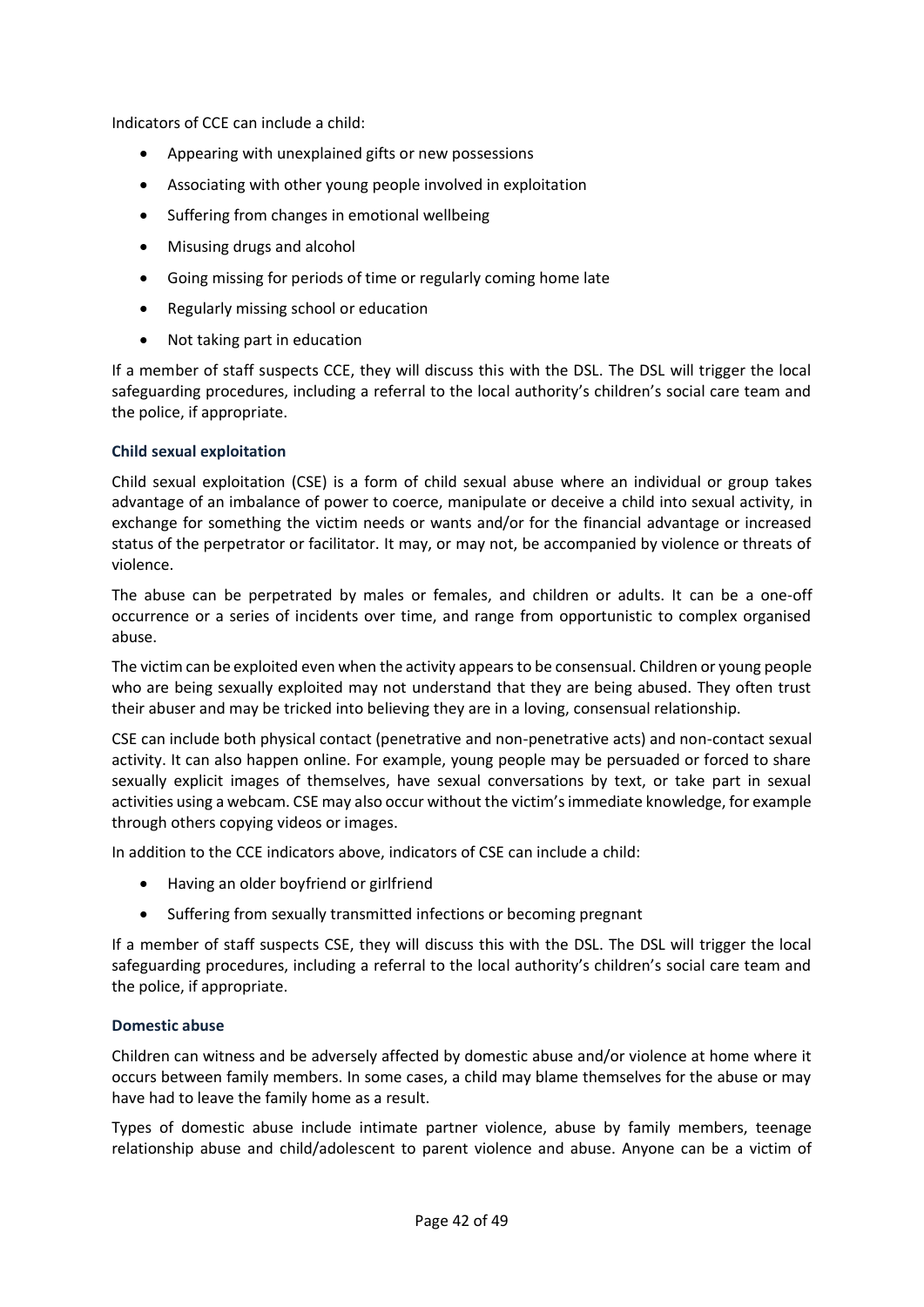Indicators of CCE can include a child:

- Appearing with unexplained gifts or new possessions
- Associating with other young people involved in exploitation
- Suffering from changes in emotional wellbeing
- Misusing drugs and alcohol
- Going missing for periods of time or regularly coming home late
- Regularly missing school or education
- Not taking part in education

If a member of staff suspects CCE, they will discuss this with the DSL. The DSL will trigger the local safeguarding procedures, including a referral to the local authority's children's social care team and the police, if appropriate.

#### Child sexual exploitation

Child sexual exploitation (CSE) is a form of child sexual abuse where an individual or group takes advantage of an imbalance of power to coerce, manipulate or deceive a child into sexual activity, in exchange for something the victim needs or wants and/or for the financial advantage or increased status of the perpetrator or facilitator. It may, or may not, be accompanied by violence or threats of violence.

The abuse can be perpetrated by males or females, and children or adults. It can be a one-off occurrence or a series of incidents over time, and range from opportunistic to complex organised abuse.

The victim can be exploited even when the activity appears to be consensual. Children or young people who are being sexually exploited may not understand that they are being abused. They often trust their abuser and may be tricked into believing they are in a loving, consensual relationship.

CSE can include both physical contact (penetrative and non-penetrative acts) and non-contact sexual activity. It can also happen online. For example, young people may be persuaded or forced to share sexually explicit images of themselves, have sexual conversations by text, or take part in sexual activities using a webcam. CSE may also occur without the victim's immediate knowledge, for example through others copying videos or images.

In addition to the CCE indicators above, indicators of CSE can include a child:

- Having an older boyfriend or girlfriend
- Suffering from sexually transmitted infections or becoming pregnant

If a member of staff suspects CSE, they will discuss this with the DSL. The DSL will trigger the local safeguarding procedures, including a referral to the local authority's children's social care team and the police, if appropriate.

#### Domestic abuse

Children can witness and be adversely affected by domestic abuse and/or violence at home where it occurs between family members. In some cases, a child may blame themselves for the abuse or may have had to leave the family home as a result.

Types of domestic abuse include intimate partner violence, abuse by family members, teenage relationship abuse and child/adolescent to parent violence and abuse. Anyone can be a victim of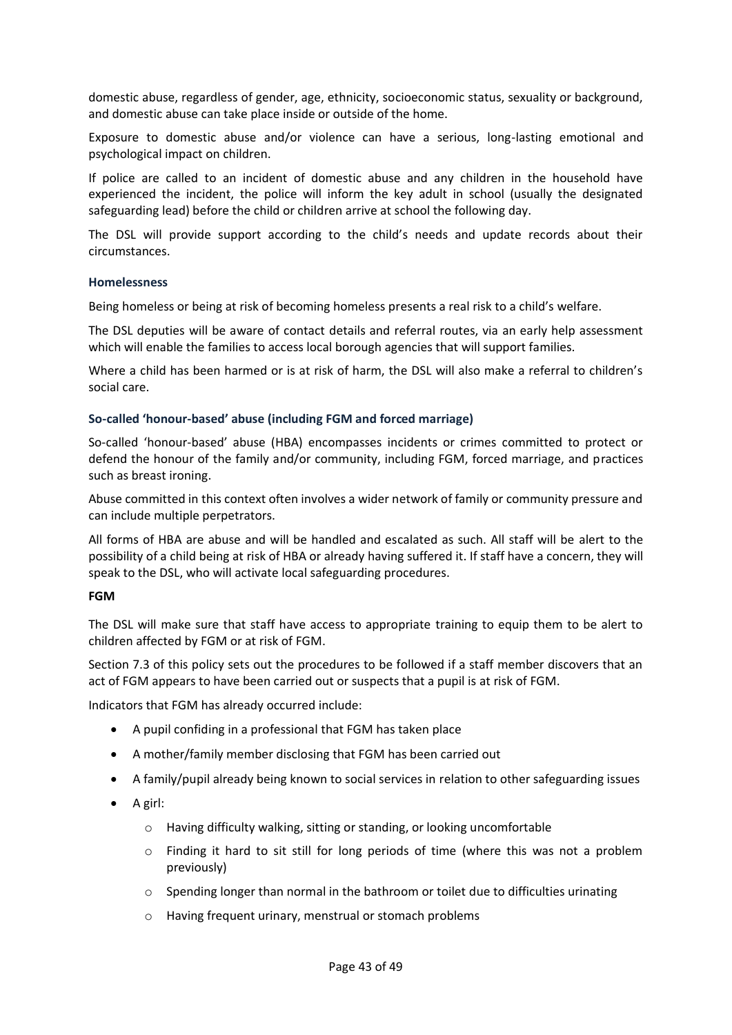domestic abuse, regardless of gender, age, ethnicity, socioeconomic status, sexuality or background, and domestic abuse can take place inside or outside of the home.

Exposure to domestic abuse and/or violence can have a serious, long-lasting emotional and psychological impact on children.

If police are called to an incident of domestic abuse and any children in the household have experienced the incident, the police will inform the key adult in school (usually the designated safeguarding lead) before the child or children arrive at school the following day.

The DSL will provide support according to the child's needs and update records about their circumstances.

### Homelessness

Being homeless or being at risk of becoming homeless presents a real risk to a child's welfare.

The DSL deputies will be aware of contact details and referral routes, via an early help assessment which will enable the families to access local borough agencies that will support families.

Where a child has been harmed or is at risk of harm, the DSL will also make a referral to children's social care.

### So-called 'honour-based' abuse (including FGM and forced marriage)

So-called 'honour-based' abuse (HBA) encompasses incidents or crimes committed to protect or defend the honour of the family and/or community, including FGM, forced marriage, and practices such as breast ironing.

Abuse committed in this context often involves a wider network of family or community pressure and can include multiple perpetrators.

All forms of HBA are abuse and will be handled and escalated as such. All staff will be alert to the possibility of a child being at risk of HBA or already having suffered it. If staff have a concern, they will speak to the DSL, who will activate local safeguarding procedures.

#### FGM

The DSL will make sure that staff have access to appropriate training to equip them to be alert to children affected by FGM or at risk of FGM.

Section 7.3 of this policy sets out the procedures to be followed if a staff member discovers that an act of FGM appears to have been carried out or suspects that a pupil is at risk of FGM.

Indicators that FGM has already occurred include:

- A pupil confiding in a professional that FGM has taken place
- A mother/family member disclosing that FGM has been carried out
- A family/pupil already being known to social services in relation to other safeguarding issues
- A girl:
  - Having difficulty walking, sitting or standing, or looking uncomfortable
  - Finding it hard to sit still for long periods of time (where this was not a problem previously)
  - Spending longer than normal in the bathroom or toilet due to difficulties urinating
  - Having frequent urinary, menstrual or stomach problems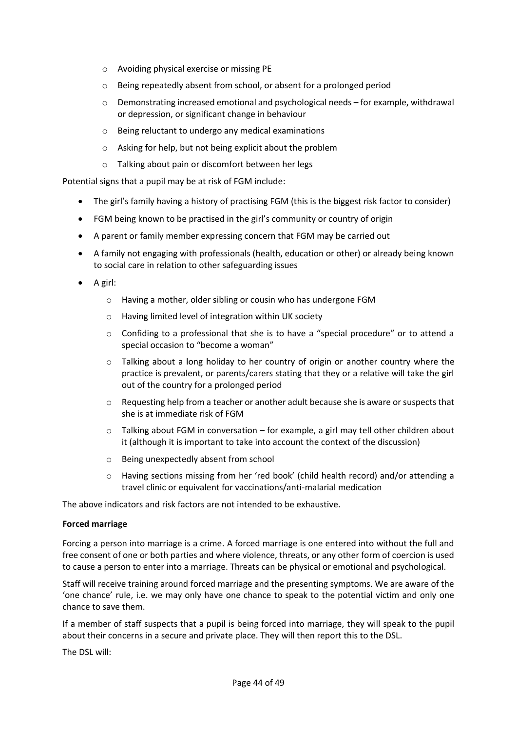- Avoiding physical exercise or missing PE
  - Being repeatedly absent from school, or absent for a prolonged period
  - Demonstrating increased emotional and psychological needs – for example, withdrawal or depression, or significant change in behaviour
  - Being reluctant to undergo any medical examinations
  - Asking for help, but not being explicit about the problem
  - Talking about pain or discomfort between her legs

Potential signs that a pupil may be at risk of FGM include:

- The girl's family having a history of practising FGM (this is the biggest risk factor to consider)
- FGM being known to be practised in the girl's community or country of origin
- A parent or family member expressing concern that FGM may be carried out
- A family not engaging with professionals (health, education or other) or already being known to social care in relation to other safeguarding issues
- A girl:
  - Having a mother, older sibling or cousin who has undergone FGM
  - Having limited level of integration within UK society
  - Confiding to a professional that she is to have a "special procedure" or to attend a special occasion to "become a woman"
  - Talking about a long holiday to her country of origin or another country where the practice is prevalent, or parents/carers stating that they or a relative will take the girl out of the country for a prolonged period
  - Requesting help from a teacher or another adult because she is aware or suspects that she is at immediate risk of FGM
  - Talking about FGM in conversation – for example, a girl may tell other children about it (although it is important to take into account the context of the discussion)
  - Being unexpectedly absent from school
  - Having sections missing from her 'red book' (child health record) and/or attending a travel clinic or equivalent for vaccinations/anti-malarial medication

The above indicators and risk factors are not intended to be exhaustive.

**Forced marriage**

Forcing a person into marriage is a crime. A forced marriage is one entered into without the full and free consent of one or both parties and where violence, threats, or any other form of coercion is used to cause a person to enter into a marriage. Threats can be physical or emotional and psychological.

Staff will receive training around forced marriage and the presenting symptoms. We are aware of the 'one chance' rule, i.e. we may only have one chance to speak to the potential victim and only one chance to save them.

If a member of staff suspects that a pupil is being forced into marriage, they will speak to the pupil about their concerns in a secure and private place. They will then report this to the DSL.

The DSL will: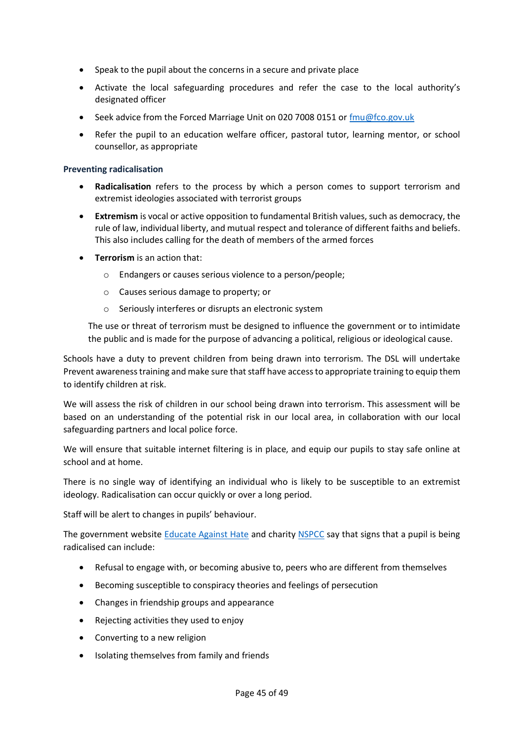- Speak to the pupil about the concerns in a secure and private place
- Activate the local safeguarding procedures and refer the case to the local authority's designated officer
- Seek advice from the Forced Marriage Unit on 020 7008 0151 or [fmu@fco.gov.uk](mailto:fmu@fco.gov.uk)
- Refer the pupil to an education welfare officer, pastoral tutor, learning mentor, or school counsellor, as appropriate

### Preventing radicalisation

- **Radicalisation** refers to the process by which a person comes to support terrorism and extremist ideologies associated with terrorist groups
- **Extremism** is vocal or active opposition to fundamental British values, such as democracy, the rule of law, individual liberty, and mutual respect and tolerance of different faiths and beliefs. This also includes calling for the death of members of the armed forces
- **Terrorism** is an action that:
  - Endangers or causes serious violence to a person/people;
  - Causes serious damage to property; or
  - Seriously interferes or disrupts an electronic system

  The use or threat of terrorism must be designed to influence the government or to intimidate the public and is made for the purpose of advancing a political, religious or ideological cause.

Schools have a duty to prevent children from being drawn into terrorism. The DSL will undertake Prevent awareness training and make sure that staff have access to appropriate training to equip them to identify children at risk.

We will assess the risk of children in our school being drawn into terrorism. This assessment will be based on an understanding of the potential risk in our local area, in collaboration with our local safeguarding partners and local police force.

We will ensure that suitable internet filtering is in place, and equip our pupils to stay safe online at school and at home.

There is no single way of identifying an individual who is likely to be susceptible to an extremist ideology. Radicalisation can occur quickly or over a long period.

Staff will be alert to changes in pupils' behaviour.

The government website Educate Against Hate and charity NSPCC say that signs that a pupil is being radicalised can include:

- Refusal to engage with, or becoming abusive to, peers who are different from themselves
- Becoming susceptible to conspiracy theories and feelings of persecution
- Changes in friendship groups and appearance
- Rejecting activities they used to enjoy
- Converting to a new religion
- Isolating themselves from family and friends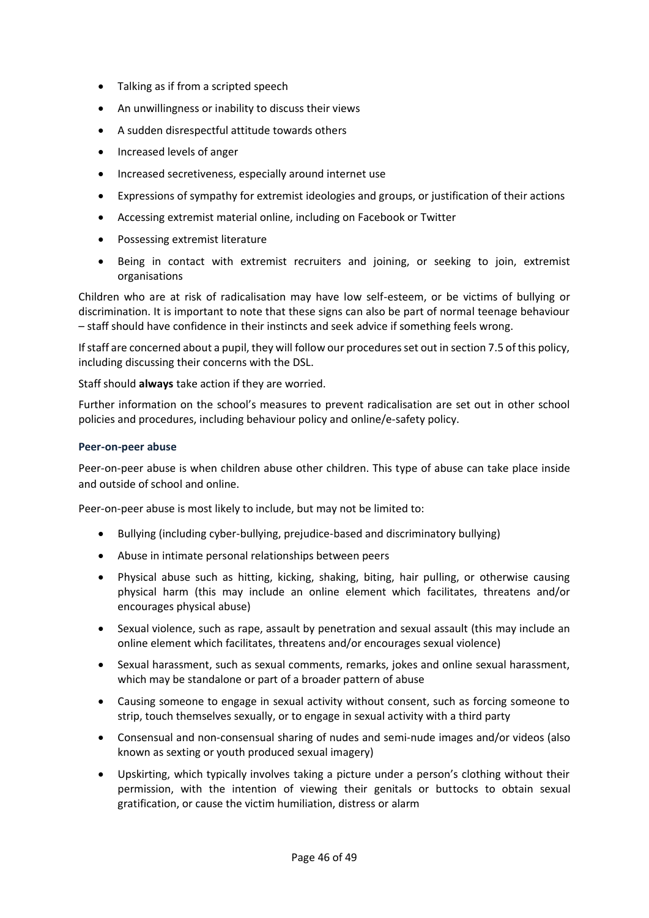- Talking as if from a scripted speech
- An unwillingness or inability to discuss their views
- A sudden disrespectful attitude towards others
- Increased levels of anger
- Increased secretiveness, especially around internet use
- Expressions of sympathy for extremist ideologies and groups, or justification of their actions
- Accessing extremist material online, including on Facebook or Twitter
- Possessing extremist literature
- Being in contact with extremist recruiters and joining, or seeking to join, extremist organisations

Children who are at risk of radicalisation may have low self-esteem, or be victims of bullying or discrimination. It is important to note that these signs can also be part of normal teenage behaviour – staff should have confidence in their instincts and seek advice if something feels wrong.

If staff are concerned about a pupil, they will follow our procedures set out in section 7.5 of this policy, including discussing their concerns with the DSL.

Staff should **always** take action if they are worried.

Further information on the school's measures to prevent radicalisation are set out in other school policies and procedures, including behaviour policy and online/e-safety policy.

### Peer-on-peer abuse

Peer-on-peer abuse is when children abuse other children. This type of abuse can take place inside and outside of school and online.

Peer-on-peer abuse is most likely to include, but may not be limited to:

- Bullying (including cyber-bullying, prejudice-based and discriminatory bullying)
- Abuse in intimate personal relationships between peers
- Physical abuse such as hitting, kicking, shaking, biting, hair pulling, or otherwise causing physical harm (this may include an online element which facilitates, threatens and/or encourages physical abuse)
- Sexual violence, such as rape, assault by penetration and sexual assault (this may include an online element which facilitates, threatens and/or encourages sexual violence)
- Sexual harassment, such as sexual comments, remarks, jokes and online sexual harassment, which may be standalone or part of a broader pattern of abuse
- Causing someone to engage in sexual activity without consent, such as forcing someone to strip, touch themselves sexually, or to engage in sexual activity with a third party
- Consensual and non-consensual sharing of nudes and semi-nude images and/or videos (also known as sexting or youth produced sexual imagery)
- Upskirting, which typically involves taking a picture under a person's clothing without their permission, with the intention of viewing their genitals or buttocks to obtain sexual gratification, or cause the victim humiliation, distress or alarm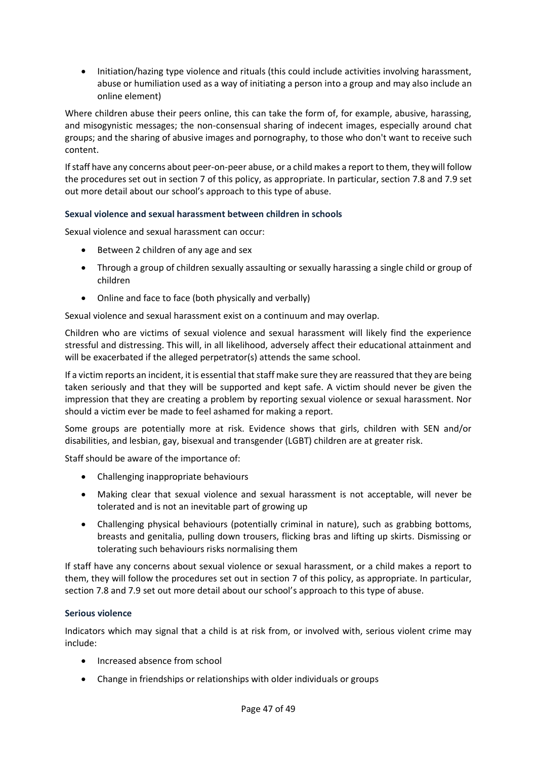- Initiation/hazing type violence and rituals (this could include activities involving harassment, abuse or humiliation used as a way of initiating a person into a group and may also include an online element)

Where children abuse their peers online, this can take the form of, for example, abusive, harassing, and misogynistic messages; the non-consensual sharing of indecent images, especially around chat groups; and the sharing of abusive images and pornography, to those who don't want to receive such content.

If staff have any concerns about peer-on-peer abuse, or a child makes a report to them, they will follow the procedures set out in section 7 of this policy, as appropriate. In particular, section 7.8 and 7.9 set out more detail about our school's approach to this type of abuse.

#### Sexual violence and sexual harassment between children in schools

Sexual violence and sexual harassment can occur:

- Between 2 children of any age and sex
- Through a group of children sexually assaulting or sexually harassing a single child or group of children
- Online and face to face (both physically and verbally)

Sexual violence and sexual harassment exist on a continuum and may overlap.

Children who are victims of sexual violence and sexual harassment will likely find the experience stressful and distressing. This will, in all likelihood, adversely affect their educational attainment and will be exacerbated if the alleged perpetrator(s) attends the same school.

If a victim reports an incident, it is essential that staff make sure they are reassured that they are being taken seriously and that they will be supported and kept safe. A victim should never be given the impression that they are creating a problem by reporting sexual violence or sexual harassment. Nor should a victim ever be made to feel ashamed for making a report.

Some groups are potentially more at risk. Evidence shows that girls, children with SEN and/or disabilities, and lesbian, gay, bisexual and transgender (LGBT) children are at greater risk.

Staff should be aware of the importance of:

- Challenging inappropriate behaviours
- Making clear that sexual violence and sexual harassment is not acceptable, will never be tolerated and is not an inevitable part of growing up
- Challenging physical behaviours (potentially criminal in nature), such as grabbing bottoms, breasts and genitalia, pulling down trousers, flicking bras and lifting up skirts. Dismissing or tolerating such behaviours risks normalising them

If staff have any concerns about sexual violence or sexual harassment, or a child makes a report to them, they will follow the procedures set out in section 7 of this policy, as appropriate. In particular, section 7.8 and 7.9 set out more detail about our school's approach to this type of abuse.

#### Serious violence

Indicators which may signal that a child is at risk from, or involved with, serious violent crime may include:

- Increased absence from school
- Change in friendships or relationships with older individuals or groups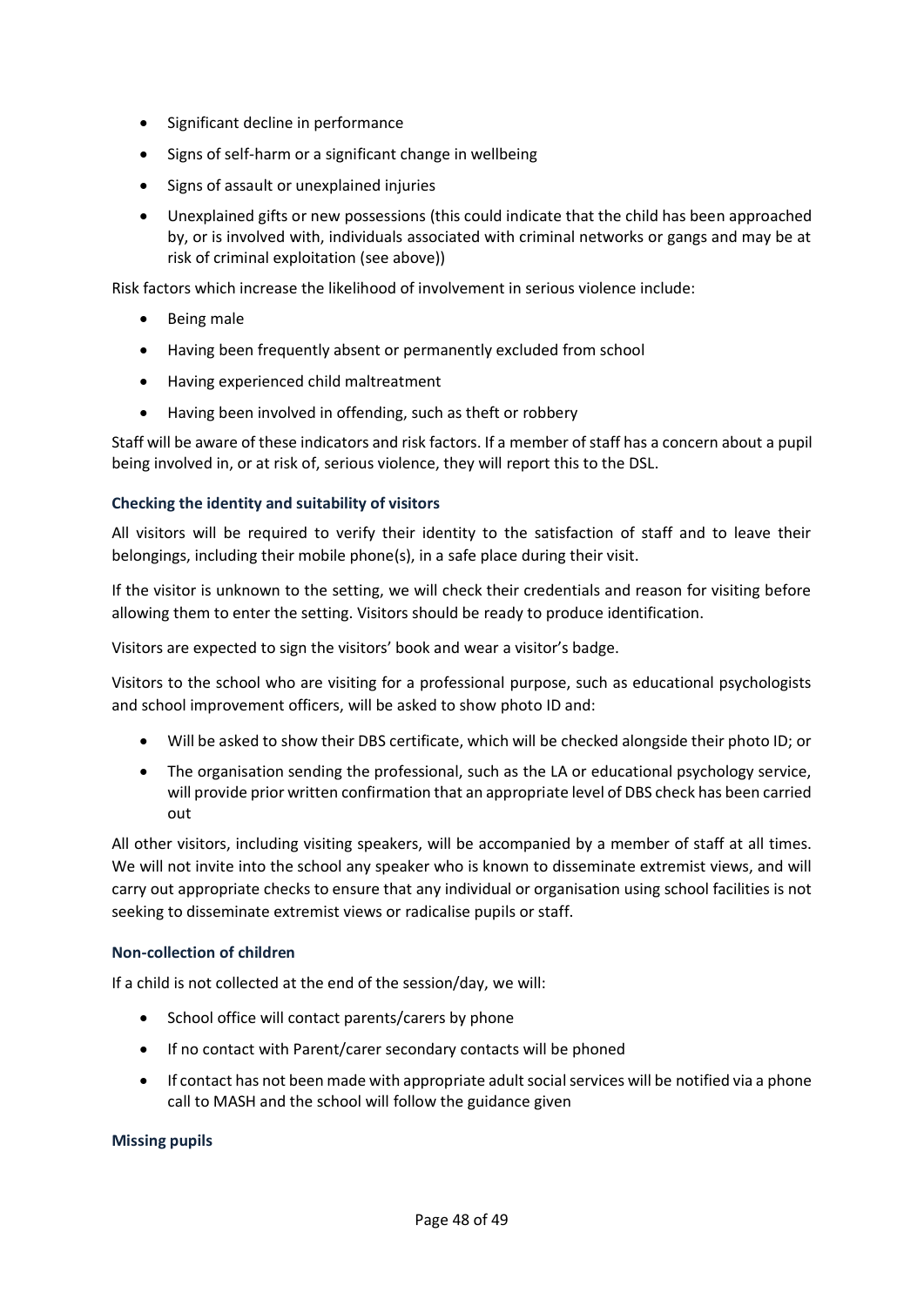- Significant decline in performance
- Signs of self-harm or a significant change in wellbeing
- Signs of assault or unexplained injuries
- Unexplained gifts or new possessions (this could indicate that the child has been approached by, or is involved with, individuals associated with criminal networks or gangs and may be at risk of criminal exploitation (see above))

Risk factors which increase the likelihood of involvement in serious violence include:

- Being male
- Having been frequently absent or permanently excluded from school
- Having experienced child maltreatment
- Having been involved in offending, such as theft or robbery

Staff will be aware of these indicators and risk factors. If a member of staff has a concern about a pupil being involved in, or at risk of, serious violence, they will report this to the DSL.

#### Checking the identity and suitability of visitors

All visitors will be required to verify their identity to the satisfaction of staff and to leave their belongings, including their mobile phone(s), in a safe place during their visit.

If the visitor is unknown to the setting, we will check their credentials and reason for visiting before allowing them to enter the setting. Visitors should be ready to produce identification.

Visitors are expected to sign the visitors' book and wear a visitor's badge.

Visitors to the school who are visiting for a professional purpose, such as educational psychologists and school improvement officers, will be asked to show photo ID and:

- Will be asked to show their DBS certificate, which will be checked alongside their photo ID; or
- The organisation sending the professional, such as the LA or educational psychology service, will provide prior written confirmation that an appropriate level of DBS check has been carried out

All other visitors, including visiting speakers, will be accompanied by a member of staff at all times. We will not invite into the school any speaker who is known to disseminate extremist views, and will carry out appropriate checks to ensure that any individual or organisation using school facilities is not seeking to disseminate extremist views or radicalise pupils or staff.

#### Non-collection of children

If a child is not collected at the end of the session/day, we will:

- School office will contact parents/carers by phone
- If no contact with Parent/carer secondary contacts will be phoned
- If contact has not been made with appropriate adult social services will be notified via a phone call to MASH and the school will follow the guidance given

#### Missing pupils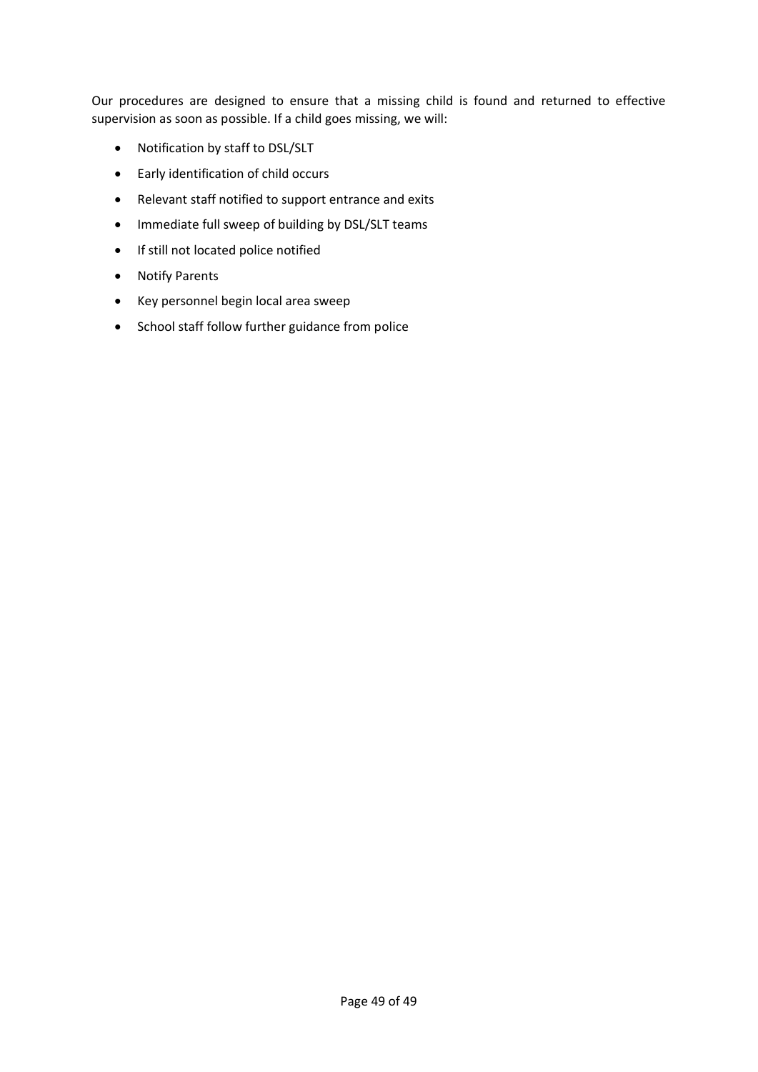Our procedures are designed to ensure that a missing child is found and returned to effective supervision as soon as possible. If a child goes missing, we will:

- Notification by staff to DSL/SLT
- Early identification of child occurs
- Relevant staff notified to support entrance and exits
- Immediate full sweep of building by DSL/SLT teams
- If still not located police notified
- Notify Parents
- Key personnel begin local area sweep
- School staff follow further guidance from police